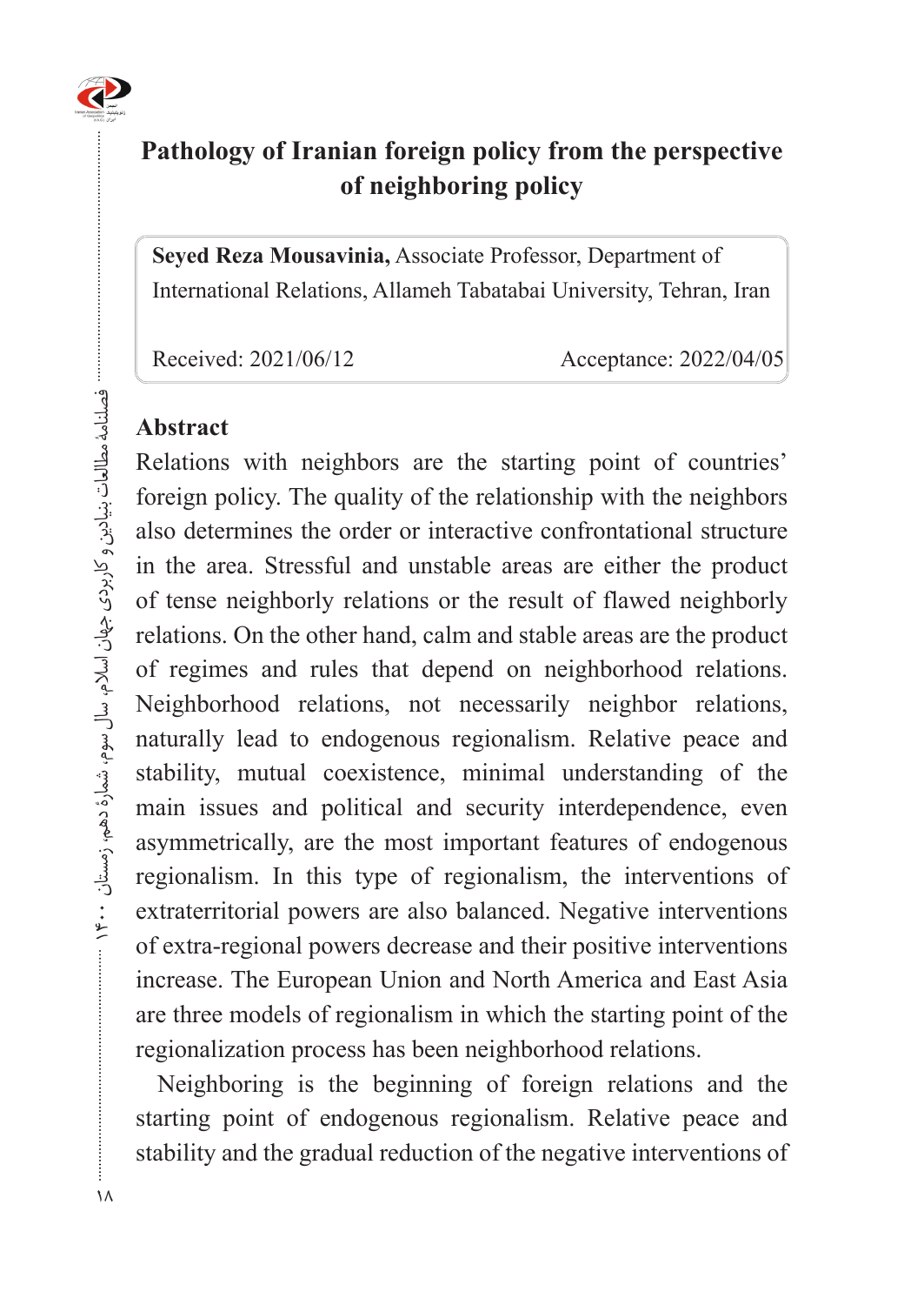# Pathology of Iranian foreign policy from the perspective of neighboring policy

**Seyed Reza Mousavinia,** Associate Professor, Department of International Relations, Allameh Tabatabai University, Tehran, Iran

Received: 2021/06/12 Acceptance: 2022/04/05

## Abstract

Relations with neighbors are the starting point of countries' foreign policy. The quality of the relationship with the neighbors also determines the order or interactive confrontational structure in the area. Stressful and unstable areas are either the product of tense neighborly relations or the result of flawed neighborly relations. On the other hand, calm and stable areas are the product of regimes and rules that depend on neighborhood relations. Neighborhood relations, not necessarily neighbor relations, naturally lead to endogenous regionalism. Relative peace and stability, mutual coexistence, minimal understanding of the main issues and political and security interdependence, even asymmetrically, are the most important features of endogenous regionalism. In this type of regionalism, the interventions of extraterritorial powers are also balanced. Negative interventions of extra-regional powers decrease and their positive interventions increase. The European Union and North America and East Asia are three models of regionalism in which the starting point of the regionalization process has been neighborhood relations.

Neighboring is the beginning of foreign relations and the starting point of endogenous regionalism. Relative peace and stability and the gradual reduction of the negative interventions of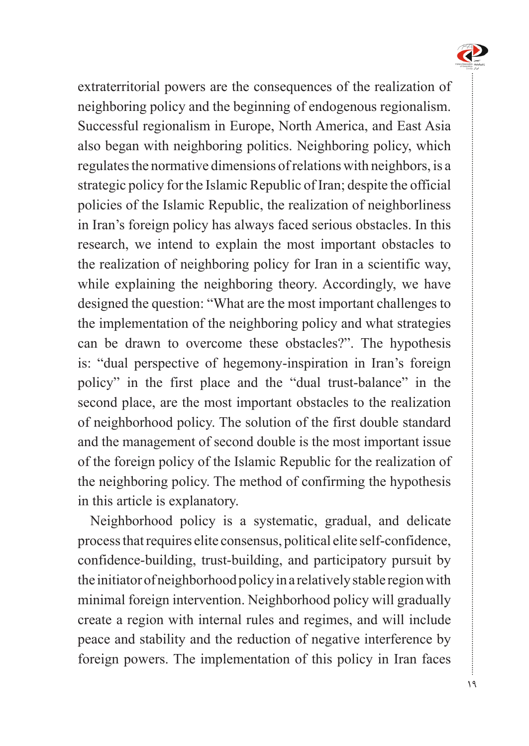extraterritorial powers are the consequences of the realization of neighboring policy and the beginning of endogenous regionalism. Successful regionalism in Europe, North America, and East Asia also began with neighboring politics. Neighboring policy, which regulates the normative dimensions of relations with neighbors, is a strategic policy for the Islamic Republic of Iran; despite the official policies of the Islamic Republic, the realization of neighborliness in Iran's foreign policy has always faced serious obstacles. In this research, we intend to explain the most important obstacles to the realization of neighboring policy for Iran in a scientific way, while explaining the neighboring theory. Accordingly, we have designed the question: "What are the most important challenges to the implementation of the neighboring policy and what strategies can be drawn to overcome these obstacles?". The hypothesis is: "dual perspective of hegemony-inspiration in Iran's foreign policy" in the first place and the "dual trust-balance" in the second place, are the most important obstacles to the realization of neighborhood policy. The solution of the first double standard and the management of second double is the most important issue of the foreign policy of the Islamic Republic for the realization of the neighboring policy. The method of confirming the hypothesis in this article is explanatory.

Neighborhood policy is a systematic, gradual, and delicate process that requires elite consensus, political elite self-confidence, confidence-building, trust-building, and participatory pursuit by the initiator of neighborhood policy in a relatively stable region with minimal foreign intervention. Neighborhood policy will gradually create a region with internal rules and regimes, and will include peace and stability and the reduction of negative interference by foreign powers. The implementation of this policy in Iran faces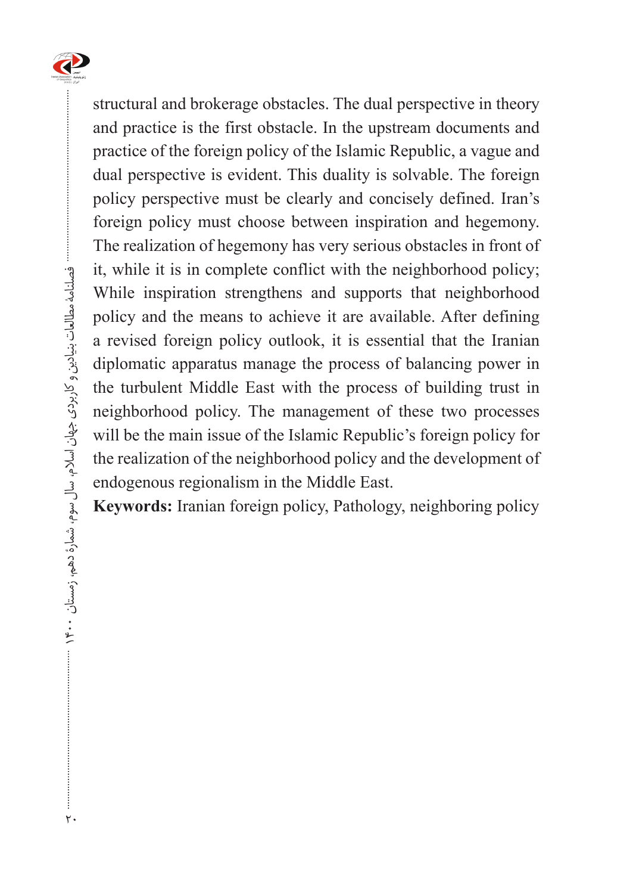structural and brokerage obstacles. The dual perspective in theory and practice is the first obstacle. In the upstream documents and practice of the foreign policy of the Islamic Republic, a vague and dual perspective is evident. This duality is solvable. The foreign policy perspective must be clearly and concisely defined. Iran's foreign policy must choose between inspiration and hegemony. The realization of hegemony has very serious obstacles in front of it, while it is in complete conflict with the neighborhood policy; While inspiration strengthens and supports that neighborhood policy and the means to achieve it are available. After defining a revised foreign policy outlook, it is essential that the Iranian diplomatic apparatus manage the process of balancing power in the turbulent Middle East with the process of building trust in neighborhood policy. The management of these two processes will be the main issue of the Islamic Republic's foreign policy for the realization of the neighborhood policy and the development of endogenous regionalism in the Middle East.

**Keywords:** Iranian foreign policy, Pathology, neighboring policy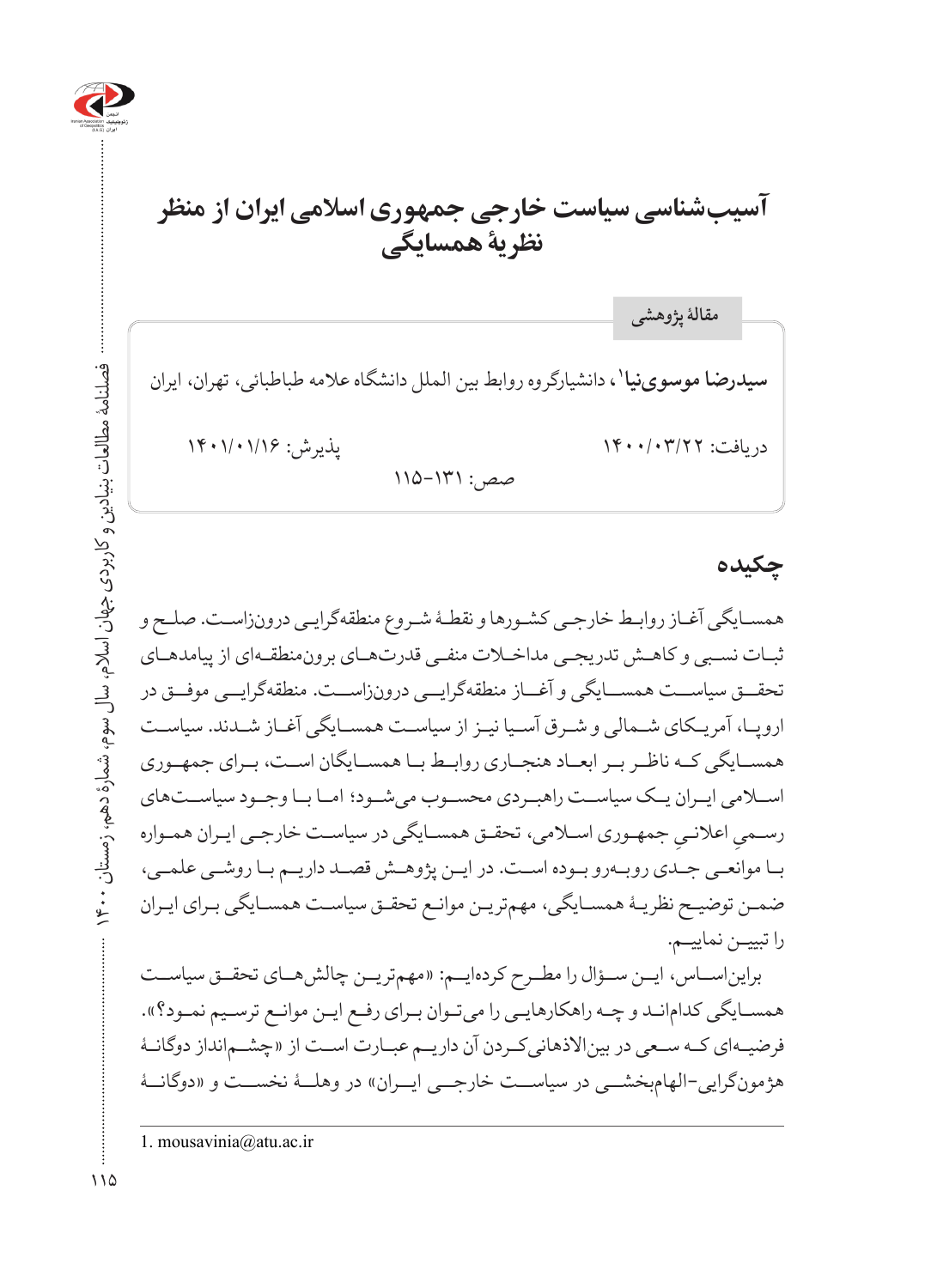# آسیب‌شناسی سیاست خارجی جمهوری اسلامی ایران از منظر نظریهٔ همسایگی

مقالهٔ پژوهشی

**سیدرضا موسوی‌نیا**[1]، دانشیارگروه روابط بین الملل دانشگاه علامه طباطبائی، تهران، ایران

دریافت: ۱۴۰۰/۰۳/۲۲ پذیرش: ۱۴۰۱/۰۱/۱۶

صص: ۱۳۱-۱۱۵

## چکیده

همسایگی آغاز روابط خارجی کشورها و نقطهٔ شروع منطقه‌گرایی درون‌زاست. صلح و ثبات نسبی و کاهش تدریجی مداخلات منفی قدرت‌های برون‌منطقه‌ای از پیامدهای تحقق سیاست همسایگی و آغاز منطقه‌گرایی درون‌زاست. منطقه‌گرایی موفق در اروپا، آمریکای شمالی و شرق آسیا نیز از سیاست همسایگی آغاز شدند. سیاست همسایگی که ناظر بر ابعاد هنجاری روابط با همسایگان است، برای جمهوری اسلامی ایران یک سیاست راهبردی محسوب می‌شود؛ اما با وجود سیاست‌های رسمیِ اعلانیِ جمهوری اسلامی، تحقق همسایگی در سیاست خارجی ایران همواره با موانعی جدی روبه‌رو بوده است. در این پژوهش قصد داریم با روشی علمی، ضمن توضیح نظریهٔ همسایگی، مهم‌ترین موانع تحقق سیاست همسایگی برای ایران را تبیین نماییم.

براین‌اساس، این سؤال را مطرح کرده‌ایم: «مهم‌ترین چالش‌های تحقق سیاست همسایگی کدام‌اند و چه راهکارهایی را می‌توان برای رفع این موانع ترسیم نمود؟». فرضیه‌ای که سعی در بین‌الاذهانی‌کردن آن داریم عبارت است از «چشم‌انداز دوگانهٔ هژمون‌گرایی-الهام‌بخشی در سیاست خارجی ایران» در وهلهٔ نخست و «دوگانهٔ

---

1. mousavinia@atu.ac.ir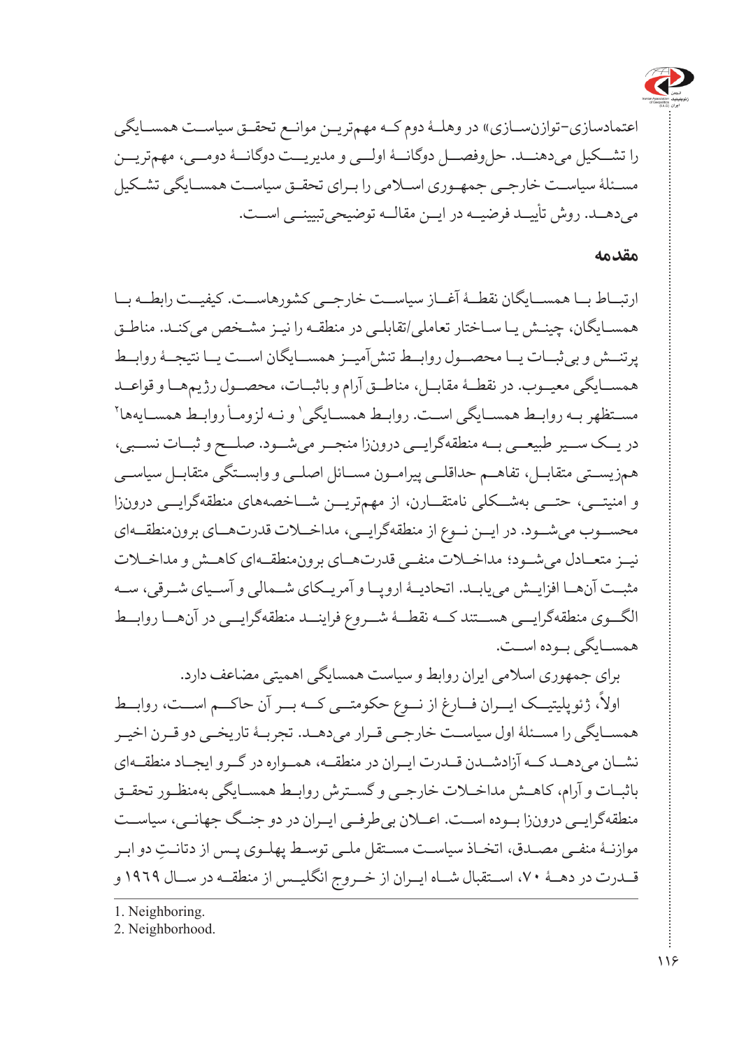اعتمادسازی-توازن‌سازی» در وهلهٔ دوم که مهم‌ترین موانع تحقق سیاست همسایگی را تشکیل می‌دهند. حل‌وفصل دوگانهٔ اولی و مدیریت دوگانهٔ دومی، مهم‌ترین مسئلهٔ سیاست خارجی جمهوری اسلامی را برای تحقق سیاست همسایگی تشکیل می‌دهد. روش تأیید فرضیه در این مقاله توضیحی‌تبیینی است.

## مقدمه

ارتباط با همسایگان نقطهٔ آغاز سیاست خارجی کشورهاست. کیفیت رابطه با همسایگان، چینش یا ساختار تعاملی/تقابلی در منطقه را نیز مشخص می‌کند. مناطق پرتنش و بی‌ثبات یا محصول روابط تنش‌آمیز همسایگان است یا نتیجهٔ روابط همسایگی معیوب. در نقطهٔ مقابل، مناطق آرام و باثبات، محصول رژیم‌ها و قواعد مستظهر به روابط همسایگی است. روابط همسایگی[1] و نه لزوماً روابط همسایه‌ها[2] در یک سیر طبیعی به منطقه‌گرایی درونزا منجر می‌شود. صلح و ثبات نسبی، هم‌زیستی متقابل، تفاهم حداقلی پیرامون مسائل اصلی و وابستگی متقابل سیاسی و امنیتی، حتی به‌شکلی نامتقارن، از مهم‌ترین شاخصه‌های منطقه‌گرایی درونزا محسوب می‌شود. در این نوع از منطقه‌گرایی، مداخلات قدرت‌های برون‌منطقه‌ای نیز متعادل می‌شود؛ مداخلات منفی قدرت‌های برون‌منطقه‌ای کاهش و مداخلات مثبت آن‌ها افزایش می‌یابد. اتحادیهٔ اروپا و آمریکای شمالی و آسیای شرقی، سه الگوی منطقه‌گرایی هستند که نقطهٔ شروع فرایند منطقه‌گرایی در آن‌ها روابط همسایگی بوده است.

برای جمهوری اسلامی ایران روابط و سیاست همسایگی اهمیتی مضاعف دارد.

اولاً، ژئوپلیتیک ایران فارغ از نوع حکومتی که بر آن حاکم است، روابط همسایگی را مسئلهٔ اول سیاست خارجی قرار می‌دهد. تجربهٔ تاریخی دو قرن اخیر نشان می‌دهد که آزادشدن قدرت ایران در منطقه، همواره در گرو ایجاد منطقه‌ای باثبات و آرام، کاهش مداخلات خارجی و گسترش روابط همسایگی به‌منظور تحقق منطقه‌گرایی درونزا بوده است. اعلان بی‌طرفی ایران در دو جنگ جهانی، سیاست موازنهٔ منفی مصدق، اتخاذ سیاست مستقل ملی توسط پهلوی پس از دتانتِ دو ابر قدرت در دههٔ ۷۰، استقبال شاه ایران از خروج انگلیس از منطقه در سال ۱۹۶۹ و

1. Neighboring.
2. Neighborhood.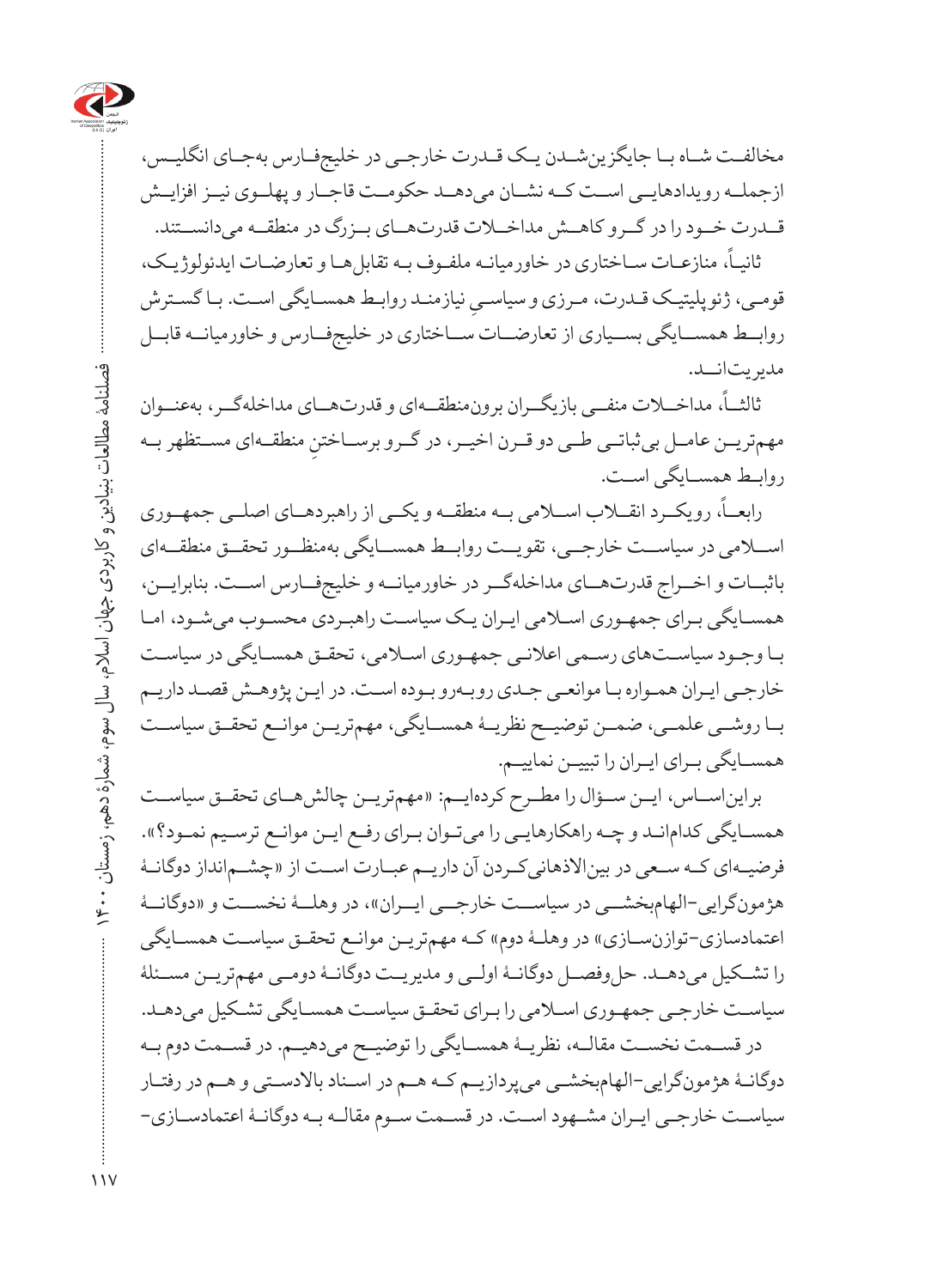مخالفت شاه با جایگزین‌شدن یک قدرت خارجی در خلیج‌فارس به‌جای انگلیس، ازجمله رویدادهایی است که نشان می‌دهد حکومت قاجار و پهلوی نیز افزایش قدرت خود را در گرو کاهش مداخلات قدرت‌های بزرگ در منطقه می‌دانستند.

ثانیاً، منازعات ساختاری در خاورمیانه ملفوف به تقابل‌ها و تعارضات ایدئولوژیک، قومی، ژئوپلیتیک قدرت، مرزی و سیاسیِ نیازمند روابط همسایگی است. با گسترش روابط همسایگی بسیاری از تعارضات ساختاری در خلیج‌فارس و خاورمیانه قابل مدیریت‌اند.

ثالثاً، مداخلات منفی بازیگران برون‌منطقه‌ای و قدرت‌های مداخله‌گر، به‌عنوان مهم‌ترین عامل بی‌ثباتی طی دو قرن اخیر، در گرو برساختنِ منطقه‌ای مستظهر به روابط همسایگی است.

رابعاً، رویکرد انقلاب اسلامی به منطقه و یکی از راهبردهای اصلی جمهوری اسلامی در سیاست خارجی، تقویت روابط همسایگی به‌منظور تحقق منطقه‌ای باثبات و اخراج قدرت‌های مداخله‌گر در خاورمیانه و خلیج‌فارس است. بنابراین، همسایگی برای جمهوری اسلامی ایران یک سیاست راهبردی محسوب می‌شود، اما با وجود سیاست‌های رسمی اعلانی جمهوری اسلامی، تحقق همسایگی در سیاست خارجی ایران همواره با موانعی جدی روبه‌رو بوده است. در این پژوهش قصد داریم با روشی علمی، ضمن توضیح نظریهٔ همسایگی، مهم‌ترین موانع تحقق سیاست همسایگی برای ایران را تبیین نماییم.

براین‌اساس، این سؤال را مطرح کرده‌ایم: «مهم‌ترین چالش‌های تحقق سیاست همسایگی کدام‌اند و چه راهکارهایی را می‌توان برای رفع این موانع ترسیم نمود؟». فرضیه‌ای که سعی در بین‌الاذهانی‌کردن آن داریم عبارت است از «چشم‌انداز دوگانهٔ هژمون‌گرایی-الهام‌بخشی در سیاست خارجی ایران»، در وهلهٔ نخست و «دوگانهٔ اعتمادسازی-توازن‌سازی» در وهلهٔ دوم» که مهم‌ترین موانع تحقق سیاست همسایگی را تشکیل می‌دهد. حل‌وفصل دوگانهٔ اولی و مدیریت دوگانهٔ دومی مهم‌ترین مسئلهٔ سیاست خارجی جمهوری اسلامی را برای تحقق سیاست همسایگی تشکیل می‌دهد.

در قسمت نخست مقاله، نظریهٔ همسایگی را توضیح می‌دهیم. در قسمت دوم به دوگانهٔ هژمون‌گرایی-الهام‌بخشی می‌پردازیم که هم در اسناد بالادستی و هم در رفتار سیاست خارجی ایران مشهود است. در قسمت سوم مقاله به دوگانهٔ اعتمادسازی-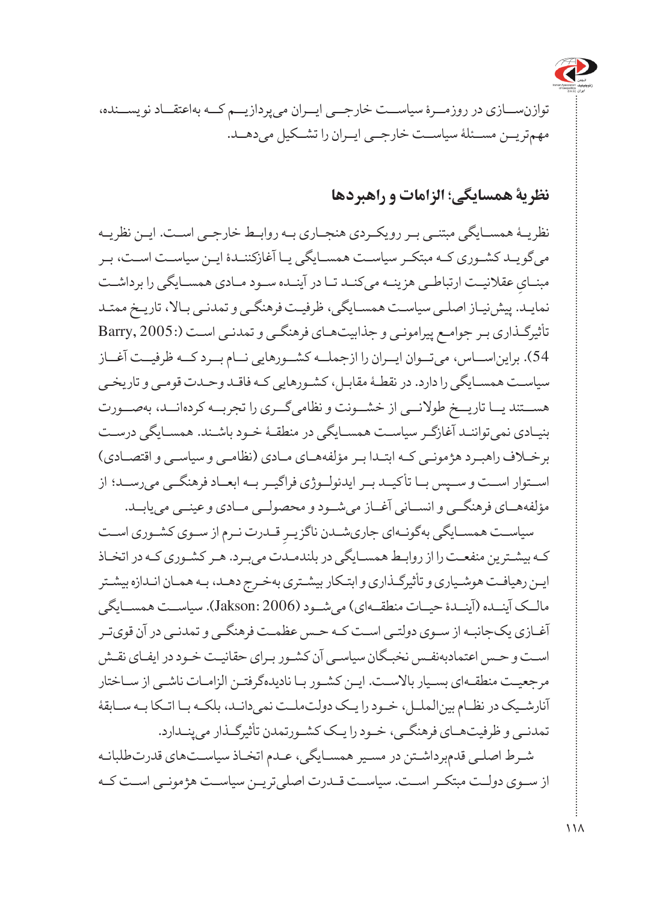توازن‌سازی در روزمرۀ سیاست خارجی ایران می‌پردازیم که به‌اعتقاد نویسنده، مهم‌ترین مسئلۀ سیاست خارجی ایران را تشکیل می‌دهد.

## نظریۀ همسایگی؛ الزامات و راهبردها

نظریۀ همسایگی مبتنی بر رویکردی هنجاری به روابط خارجی است. این نظریه می‌گوید کشوری که مبتکر سیاست همسایگی یا آغازکنندۀ این سیاست است، بر مبنایِ عقلانیت ارتباطی هزینه می‌کند تا در آینده سود مادی همسایگی را برداشت نماید. پیش‌نیاز اصلی سیاست همسایگی، ظرفیت فرهنگی و تمدنی بالا، تاریخ ممتد تأثیرگذاری بر جوامع پیرامونی و جذابیت‌های فرهنگی و تمدنی است (Barry, 2005: 54). براین‌اساس، می‌توان ایران را ازجمله کشورهایی نام برد که ظرفیت آغاز سیاست همسایگی را دارد. در نقطۀ مقابل، کشورهایی که فاقد وحدت قومی و تاریخی هستند یا تاریخ طولانی از خشونت و نظامی‌گری را تجربه کرده‌اند، به‌صورت بنیادی نمی‌توانند آغازگر سیاست همسایگی در منطقۀ خود باشند. همسایگی درست برخلاف راهبرد هژمونی که ابتدا بر مؤلفه‌های مادی (نظامی و سیاسی و اقتصادی) استوار است و سپس با تأکید بر ایدئولوژی فراگیر به ابعاد فرهنگی می‌رسد؛ از مؤلفه‌های فرهنگی و انسانی آغاز می‌شود و محصولی مادی و عینی می‌یابد.

سیاست همسایگی به‌گونه‌ای جاری‌شدن ناگزیرِ قدرت نرم از سوی کشوری است که بیشترین منفعت را از روابط همسایگی در بلندمدت می‌برد. هر کشوری که در اتخاذ این رهیافت هوشیاری و تأثیرگذاری و ابتکار بیشتری به‌خرج دهد، به همان اندازه بیشتر مالک آینده (آیندۀ حیات منطقه‌ای) می‌شود (Jakson: 2006). سیاست همسایگی آغازی یک‌جانبه از سوی دولتی است که حس عظمت فرهنگی و تمدنی در آن قوی‌تر است و حس اعتمادبه‌نفس نخبگان سیاسی آن کشور برای حقانیت خود در ایفای نقش مرجعیت منطقه‌ای بسیار بالاست. این کشور با نادیده‌گرفتن الزامات ناشی از ساختار آنارشیک در نظام بین‌الملل، خود را یک دولت‌ملت نمی‌داند، بلکه با اتکا به سابقۀ تمدنی و ظرفیت‌های فرهنگی، خود را یک کشورتمدن تأثیرگذار می‌پندارد.

شرط اصلی قدم‌برداشتن در مسیر همسایگی، عدم اتخاذ سیاست‌های قدرت‌طلبانه از سوی دولت مبتکر است. سیاست قدرت اصلی‌ترین سیاست هژمونی است که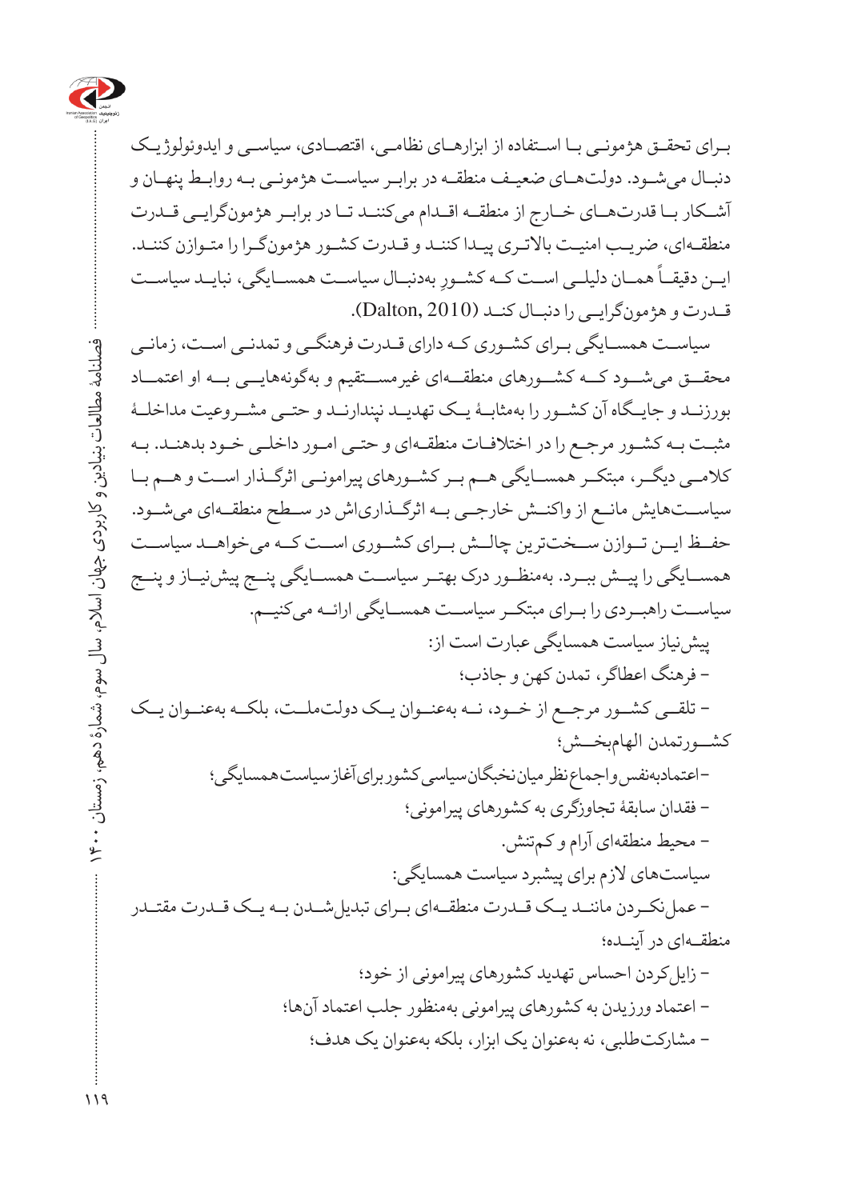برای تحقق هژمونی با استفاده از ابزارهای نظامی، اقتصادی، سیاسی و ایدوئولوژیک دنبال می‌شود. دولت‌های ضعیف منطقه در برابر سیاست هژمونی به روابط پنهان و آشکار با قدرت‌های خارج از منطقه اقدام می‌کنند تا در برابر هژمون‌گرایی قدرت منطقه‌ای، ضریب امنیت بالاتری پیدا کنند و قدرت کشور هژمون‌گرا را متوازن کنند. این دقیقاً همان دلیلی است که کشورِ به‌دنبال سیاست همسایگی، نباید سیاست قدرت و هژمون‌گرایی را دنبال کند (Dalton, 2010).

سیاست همسایگی برای کشوری که دارای قدرت فرهنگی و تمدنی است، زمانی محقق می‌شود که کشورهای منطقه‌ای غیرمستقیم و به‌گونه‌هایی به او اعتماد بورزند و جایگاه آن کشور را به‌مثابهٔ یک تهدید نپندارند و حتی مشروعیت مداخلهٔ مثبت به کشور مرجع را در اختلافات منطقه‌ای و حتی امور داخلی خود بدهند. به کلامی دیگر، مبتکر همسایگی هم بر کشورهای پیرامونی اثرگذار است و هم با سیاست‌هایش مانع از واکنش خارجی به اثرگذاری‌اش در سطح منطقه‌ای می‌شود. حفظ این توازن سخت‌ترین چالش برای کشوری است که می‌خواهد سیاست همسایگی را پیش ببرد. به‌منظور درک بهتر سیاست همسایگی پنج پیش‌نیاز و پنج سیاست راهبردی را برای مبتکر سیاست همسایگی ارائه می‌کنیم.

پیش‌نیاز سیاست همسایگی عبارت است از:

- فرهنگ اعطاگر، تمدن کهن و جاذب؛
- تلقی کشور مرجع از خود، نه به‌عنوان یک دولت‌ملت، بلکه به‌عنوان یک کشورتمدن الهام‌بخش؛
- اعتمادبه‌نفس و اجماع نظر میان نخبگان سیاسی کشور برای آغاز سیاست همسایگی؛
- فقدان سابقهٔ تجاوزگری به کشورهای پیرامونی؛
- محیط منطقه‌ای آرام و کم‌تنش.

سیاست‌های لازم برای پیشبرد سیاست همسایگی:

- عمل‌نکردن مانند یک قدرت منطقه‌ای برای تبدیل‌شدن به یک قدرت مقتدر منطقه‌ای در آینده؛
- زایل‌کردن احساس تهدید کشورهای پیرامونی از خود؛
- اعتماد ورزیدن به کشورهای پیرامونی به‌منظور جلب اعتماد آن‌ها؛
- مشارکت‌طلبی، نه به‌عنوان یک ابزار، بلکه به‌عنوان یک هدف؛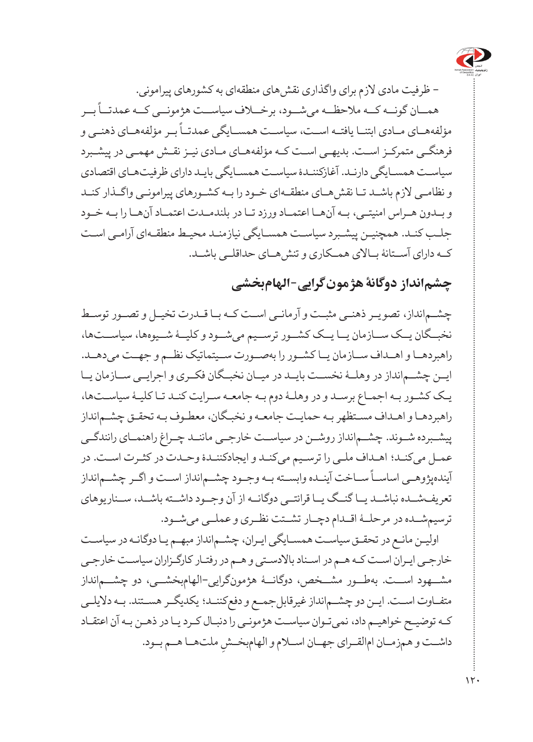- ظرفیت مادی لازم برای واگذاری نقش‌های منطقه‌ای به کشورهای پیرامونی.

همان گونه که ملاحظه می‌شود، برخلاف سیاست هژمونی که عمدتاً بر مؤلفه‌های مادی ابتنا یافته است، سیاست همسایگی عمدتاً بر مؤلفه‌های ذهنی و فرهنگی متمرکز است. بدیهی است که مؤلفه‌های مادی نیز نقش مهمی در پیشبرد سیاست همسایگی دارند. آغازکنندهٔ سیاست همسایگی باید دارای ظرفیت‌های اقتصادی و نظامی لازم باشد تا نقش‌های منطقه‌ای خود را به کشورهای پیرامونی واگذار کند و بدون هراس امنیتی، به آن‌ها اعتماد ورزد تا در بلندمدت اعتماد آن‌ها را به خود جلب کند. همچنین پیشبرد سیاست همسایگی نیازمند محیط منطقه‌ای آرامی است که دارای آستانهٔ بالای همکاری و تنش‌های حداقلی باشد.

## چشم‌انداز دوگانهٔ هژمون‌گرایی-الهام‌بخشی

چشم‌انداز، تصویر ذهنی مثبت و آرمانی است که با قدرت تخیل و تصور توسط نخبگان یک سازمان یا یک کشور ترسیم می‌شود و کلیهٔ شیوه‌ها، سیاست‌ها، راهبردها و اهداف سازمان یا کشور را به‌صورت سیستماتیک نظم و جهت می‌دهد. این چشم‌انداز در وهلهٔ نخست باید در میان نخبگان فکری و اجرایی سازمان یا یک کشور به اجماع برسد و در وهلهٔ دوم به جامعه سرایت کند تا کلیهٔ سیاست‌ها، راهبردها و اهداف مستظهر به حمایت جامعه و نخبگان، معطوف به تحقق چشم‌انداز پیشبرده شوند. چشم‌انداز روشن در سیاست خارجی مانند چراغ راهنمای رانندگی عمل می‌کند؛ اهداف ملی را ترسیم می‌کند و ایجادکنندهٔ وحدت در کثرت است. در آینده‌پژوهی اساساً ساخت آینده وابسته به وجود چشم‌انداز است و اگر چشم‌انداز تعریف‌شده نباشد یا گنگ یا قرائتی دوگانه از آن وجود داشته باشد، سناریوهای ترسیم‌شده در مرحلهٔ اقدام دچار تشتت نظری و عملی می‌شود.

اولین مانع در تحقق سیاست همسایگی ایران، چشم‌انداز مبهم یا دوگانه در سیاست خارجی ایران است که هم در اسناد بالادستی و هم در رفتار کارگزاران سیاست خارجی مشهود است. به‌طور مشخص، دوگانهٔ هژمون‌گرایی-الهام‌بخشی، دو چشم‌انداز متفاوت است. این دو چشم‌انداز غیرقابل‌جمع و دفع‌کنند؛ یکدیگر هستند. به دلایلی که توضیح خواهیم داد، نمی‌توان سیاست هژمونی را دنبال کرد یا در ذهن به آن اعتقاد داشت و هم‌زمان ام‌القرای جهان اسلام و الهام‌بخشِ ملت‌ها هم بود.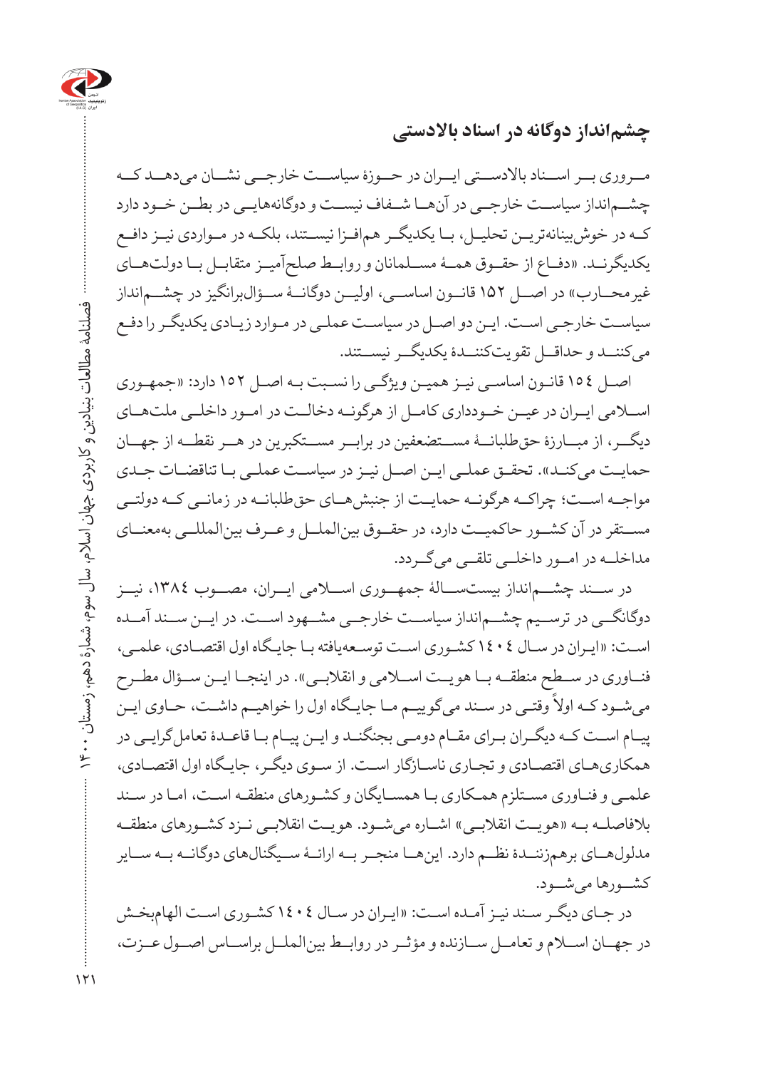## چشم‌انداز دوگانه در اسناد بالادستی

مروری بر اسناد بالادستی ایران در حوزهٔ سیاست خارجی نشان می‌دهد که چشم‌انداز سیاست خارجی در آن‌ها شفاف نیست و دوگانه‌هایی در بطن خود دارد که در خوش‌بینانه‌ترین تحلیل، با یکدیگر هم‌افزا نیستند، بلکه در مواردی نیز دافع یکدیگرند. «دفاع از حقوق همهٔ مسلمانان و روابط صلح‌آمیز متقابل با دولت‌های غیرمحارب» در اصل ۱۵۲ قانون اساسی، اولین دوگانهٔ سؤال‌برانگیز در چشم‌انداز سیاست خارجی است. این دو اصل در سیاست عملی در موارد زیادی یکدیگر را دفع می‌کنند و حداقل تقویت‌کنندهٔ یکدیگر نیستند.

اصل ۱۵۴ قانون اساسی نیز همین ویژگی را نسبت به اصل ۱۵۲ دارد: «جمهوری اسلامی ایران در عین خودداری کامل از هرگونه دخالت در امور داخلی ملت‌های دیگر، از مبارزهٔ حق‌طلبانهٔ مستضعفین در برابر مستکبرین در هر نقطه از جهان حمایت می‌کند». تحقق عملی این اصل نیز در سیاست عملی با تناقضات جدی مواجه است؛ چراکه هرگونه حمایت از جنبش‌های حق‌طلبانه در زمانی که دولتی مستقر در آن کشور حاکمیت دارد، در حقوق بین‌الملل و عرف بین‌المللی به‌معنای مداخله در امور داخلی تلقی می‌گردد.

در سند چشم‌انداز بیست‌سالهٔ جمهوری اسلامی ایران، مصوب ۱۳۸٤، نیز دوگانگی در ترسیم چشم‌انداز سیاست خارجی مشهود است. در این سند آمده است: «ایران در سال ۱٤۰٤ کشوری است توسعه‌یافته با جایگاه اول اقتصادی، علمی، فناوری در سطح منطقه با هویت اسلامی و انقلابی». در اینجا این سؤال مطرح می‌شود که اولاً وقتی در سند می‌گوییم ما جایگاه اول را خواهیم داشت، حاوی این پیام است که دیگران برای مقام دومی بجنگند و این پیام با قاعدهٔ تعامل‌گرایی در همکاری‌های اقتصادی و تجاری ناسازگار است. از سوی دیگر، جایگاه اول اقتصادی، علمی و فناوری مستلزم همکاری با همسایگان و کشورهای منطقه است، اما در سند بلافاصله به «هویت انقلابی» اشاره می‌شود. هویت انقلابی نزد کشورهای منطقه مدلول‌های برهم‌زنندهٔ نظم دارد. این‌ها منجر به ارائهٔ سیگنال‌های دوگانه به سایر کشورها می‌شود.

در جای دیگر سند نیز آمده است: «ایران در سال ۱٤۰٤ کشوری است الهام‌بخش در جهان اسلام و تعامل سازنده و مؤثر در روابط بین‌الملل براساس اصول عزت،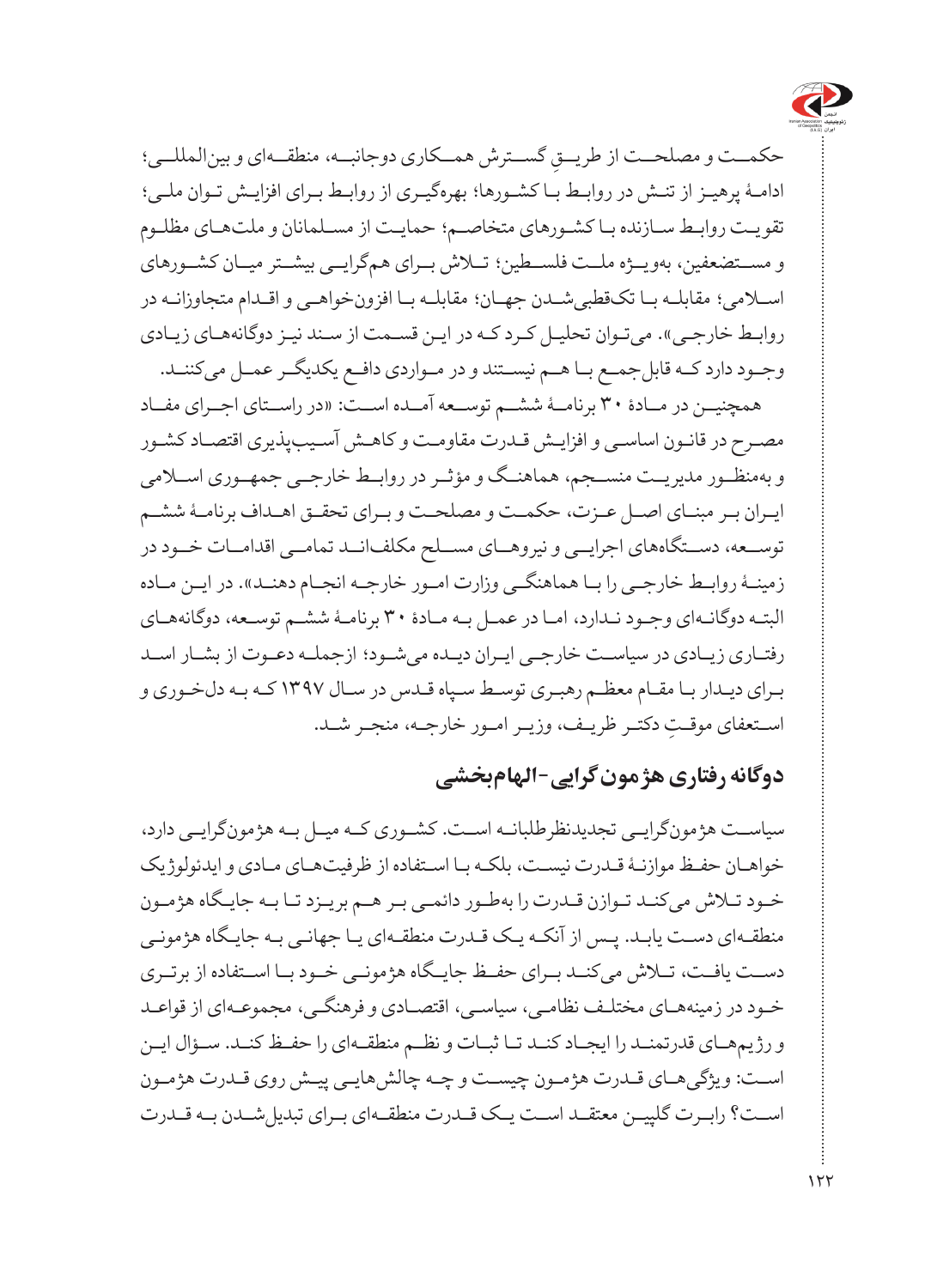حکمــت و مصلحــت از طریــقِ گســترش همــکاری دوجانبــه، منطقــه‌ای و بین‌المللــی؛ ادامــۀ پرهیــز از تنــش در روابــط بــا کشــورها؛ بهره‌گیــری از روابــط بــرای افزایــش تــوان ملــی؛ تقویــت روابــط ســازنده بــا کشــورهای متخاصــم؛ حمایــت از مســلمانان و ملت‌هــای مظلــوم و مســتضعفین، به‌ویــژه ملــت فلســطین؛ تــلاش بــرای هم‌گرایــی بیشــتر میــان کشــورهای اســلامی؛ مقابلــه بــا تک‌قطبی‌شــدن جهــان؛ مقابلــه بــا افزون‌خواهــی و اقــدام متجاوزانــه در روابــط خارجــی». می‌تــوان تحلیــل کــرد کــه در ایــن قســمت از ســند نیــز دوگانه‌هــای زیــادی وجــود دارد کــه قابل‌جمــع بــا هــم نیســتند و در مــواردی دافــع یکدیگــر عمــل می‌کننــد.

همچنیــن در مــادۀ ۳۰ برنامــۀ ششــم توســعه آمــده اســت: «در راســتای اجــرای مفــاد مصــرح در قانــون اساســی و افزایــش قــدرت مقاومــت و کاهــش آســیب‌پذیری اقتصــاد کشــور و به‌منظــور مدیریــت منســجم، هماهنــگ و مؤثــر در روابــط خارجــی جمهــوری اســلامی ایــران بــر مبنــای اصــل عــزت، حکمــت و مصلحــت و بــرای تحقــق اهــداف برنامــۀ ششــم توســعه، دســتگاه‌های اجرایــی و نیروهــای مســلح مکلف‌انــد تمامــی اقدامــات خــود در زمینــۀ روابــط خارجــی را بــا هماهنگــی وزارت امــور خارجــه انجــام دهنــد». در ایــن مــاده البتــه دوگانــه‌ای وجــود نــدارد، امــا در عمــل بــه مــادۀ ۳۰ برنامــۀ ششــم توســعه، دوگانه‌هــای رفتــاری زیــادی در سیاســت خارجــی ایــران دیــده می‌شــود؛ ازجملــه دعــوت از بشــار اســد بــرای دیــدار بــا مقــام معظــم رهبــری توســط ســپاه قــدس در ســال ۱۳۹۷ کــه بــه دل‌خــوری و اســتعفای موقــتِ دکتــر ظریــف، وزیــر امــور خارجــه، منجــر شــد.

## دوگانه رفتاری هژمون‌گرایی-الهام‌بخشی

سیاســت هژمون‌گرایــی تجدیدنظرطلبانــه اســت. کشــوری کــه میــل بــه هژمون‌گرایــی دارد، خواهــان حفــظ موازنــۀ قــدرت نیســت، بلکــه بــا اســتفاده از ظرفیت‌هــای مــادی و ایدئولوژیک خــود تــلاش می‌کنــد تــوازن قــدرت را به‌طــور دائمــی بــر هــم بریــزد تــا بــه جایــگاه هژمــون منطقــه‌ای دســت یابــد. پــس از آنکــه یــک قــدرت منطقــه‌ای یــا جهانــی بــه جایــگاه هژمونــی دســت یافــت، تــلاش می‌کنــد بــرای حفــظ جایــگاه هژمونــی خــود بــا اســتفاده از برتــری خــود در زمینه‌هــای مختلــف نظامــی، سیاســی، اقتصــادی و فرهنگــی، مجموعــه‌ای از قواعــد و رژیم‌هــای قدرتمنــد را ایجــاد کنــد تــا ثبــات و نظــم منطقــه‌ای را حفــظ کنــد. ســؤال ایــن اســت: ویژگی‌هــای قــدرت هژمــون چیســت و چــه چالش‌هایــی پیــش روی قــدرت هژمــون اســت؟ رابــرت گلپیــن معتقــد اســت یــک قــدرت منطقــه‌ای بــرای تبدیل‌شــدن بــه قــدرت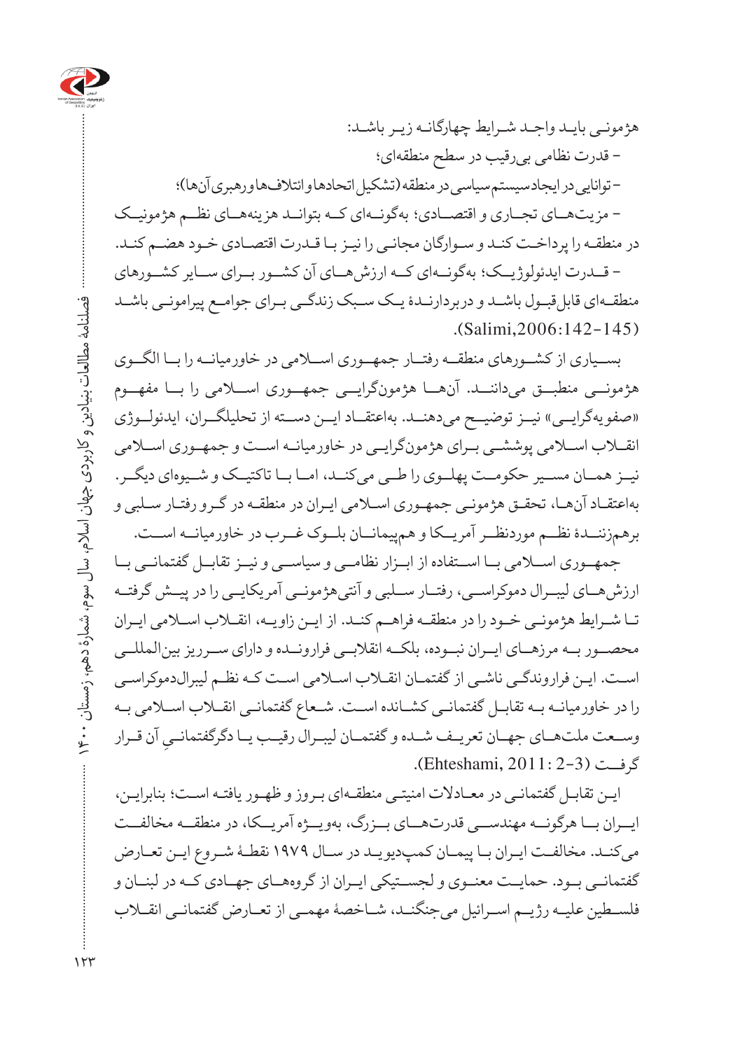هژمونی باید واجد شرایط چهارگانه زیر باشد:

- قدرت نظامی بی‌رقیب در سطح منطقه‌ای؛
- توانایی در ایجاد سیستم سیاسی در منطقه (تشکیل اتحادها و ائتلاف‌ها و رهبری آن‌ها)؛
- مزیت‌های تجاری و اقتصادی؛ به‌گونه‌ای که بتواند هزینه‌های نظم هژمونیک در منطقه را پرداخت کند و سوارگان مجانی را نیز با قدرت اقتصادی خود هضم کند.
- قدرت ایدئولوژیک؛ به‌گونه‌ای که ارزش‌های آن کشور برای سایر کشورهای منطقه‌ای قابل‌قبول باشد و دربردارندهٔ یک سبک زندگی برای جوامع پیرامونی باشد (Salimi,2006:142-145).

بسیاری از کشورهای منطقه رفتار جمهوری اسلامی در خاورمیانه را با الگوی هژمونی منطبق می‌دانند. آن‌ها هژمون‌گرایی جمهوری اسلامی را با مفهوم «صفویه‌گرایی» نیز توضیح می‌دهند. به‌اعتقاد این دسته از تحلیلگران، ایدئولوژی انقلاب اسلامی پوششی برای هژمون‌گرایی در خاورمیانه است و جمهوری اسلامی نیز همان مسیر حکومت پهلوی را طی می‌کند، اما با تاکتیک و شیوه‌ای دیگر. به‌اعتقاد آن‌ها، تحقق هژمونی جمهوری اسلامی ایران در منطقه در گرو رفتار سلبی و برهم‌زنندهٔ نظم موردنظر آمریکا و هم‌پیمانان بلوک غرب در خاورمیانه است.

جمهوری اسلامی با استفاده از ابزار نظامی و سیاسی و نیز تقابل گفتمانی با ارزش‌های لیبرال دموکراسی، رفتار سلبی و آنتی‌هژمونی آمریکایی را در پیش گرفته تا شرایط هژمونی خود را در منطقه فراهم کند. از این زاویه، انقلاب اسلامی ایران محصور به مرزهای ایران نبوده، بلکه انقلابی فراونده و دارای سرریز بین‌المللی است. این فراوندگی ناشی از گفتمان انقلاب اسلامی است که نظم لیبرال‌دموکراسی را در خاورمیانه به تقابل گفتمانی کشانده است. شعاع گفتمانی انقلاب اسلامی به وسعت ملت‌های جهان تعریف شده و گفتمان لیبرال رقیب یا دگرگفتمانیِ آن قرار گرفت (Ehteshami, 2011: 2-3).

این تقابل گفتمانی در معادلات امنیتی منطقه‌ای بروز و ظهور یافته است؛ بنابراین، ایران با هرگونه مهندسی قدرت‌های بزرگ، به‌ویژه آمریکا، در منطقه مخالفت می‌کند. مخالفت ایران با پیمان کمپ‌دیوید در سال ۱۹۷۹ نقطهٔ شروع این تعارض گفتمانی بود. حمایت معنوی و لجستیکی ایران از گروه‌های جهادی که در لبنان و فلسطین علیه رژیم اسرائیل می‌جنگند، شاخصهٔ مهمی از تعارض گفتمانی انقلاب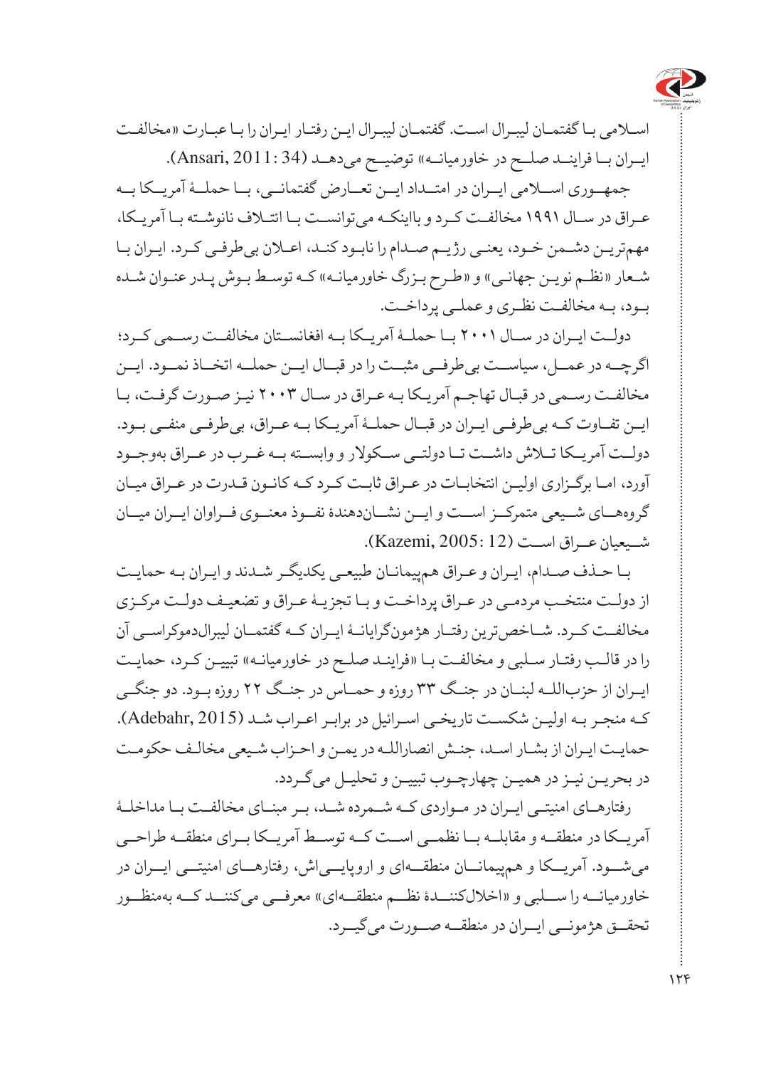اسلامی با گفتمان لیبرال است. گفتمان لیبرال این رفتار ایران را با عبارت «مخالفت ایران با فرایند صلح در خاورمیانه» توضیح می‌دهد (Ansari, 2011: 34).

جمهوری اسلامی ایران در امتداد این تعارض گفتمانی، با حملهٔ آمریکا به عراق در سال ۱۹۹۱ مخالفت کرد و بااینکه می‌توانست با ائتلاف نانوشته با آمریکا، مهم‌ترین دشمن خود، یعنی رژیم صدام را نابود کند، اعلان بی‌طرفی کرد. ایران با شعار «نظم نوین جهانی» و «طرح بزرگ خاورمیانه» که توسط بوش پدر عنوان شده بود، به مخالفت نظری و عملی پرداخت.

دولت ایران در سال ۲۰۰۱ با حملهٔ آمریکا به افغانستان مخالفت رسمی کرد؛ اگرچه در عمل، سیاست بی‌طرفی مثبت را در قبال این حمله اتخاذ نمود. این مخالفت رسمی در قبال تهاجم آمریکا به عراق در سال ۲۰۰۳ نیز صورت گرفت، با این تفاوت که بی‌طرفی ایران در قبال حملهٔ آمریکا به عراق، بی‌طرفی منفی بود. دولت آمریکا تلاش داشت تا دولتی سکولار و وابسته به غرب در عراق به‌وجود آورد، اما برگزاری اولین انتخابات در عراق ثابت کرد که کانون قدرت در عراق میان گروه‌های شیعی متمرکز است و این نشان‌دهندهٔ نفوذ معنوی فراوان ایران میان شیعیان عراق است (Kazemi, 2005: 12).

با حذف صدام، ایران و عراق هم‌پیمانان طبیعی یکدیگر شدند و ایران به حمایت از دولت منتخب مردمی در عراق پرداخت و با تجزیهٔ عراق و تضعیف دولت مرکزی مخالفت کرد. شاخص‌ترین رفتار هژمون‌گرایانهٔ ایران که گفتمان لیبرال‌دموکراسی آن را در قالب رفتار سلبی و مخالفت با «فرایند صلح در خاورمیانه» تبیین کرد، حمایت ایران از حزب‌الله لبنان در جنگ ۳۳ روزه و حماس در جنگ ۲۲ روزه بود. دو جنگی که منجر به اولین شکست تاریخی اسرائیل در برابر اعراب شد (Adebahr, 2015). حمایت ایران از بشار اسد، جنبش انصارالله در یمن و احزاب شیعی مخالف حکومت در بحرین نیز در همین چهارچوب تبیین و تحلیل می‌گردد.

رفتارهای امنیتی ایران در مواردی که شمرده شد، بر مبنای مخالفت با مداخلهٔ آمریکا در منطقه و مقابله با نظمی است که توسط آمریکا برای منطقه طراحی می‌شود. آمریکا و هم‌پیمانان منطقه‌ای و اروپایی‌اش، رفتارهای امنیتی ایران در خاورمیانه را سلبی و «اخلال‌کنندهٔ نظم منطقه‌ای» معرفی می‌کنند که به‌منظور تحقق هژمونی ایران در منطقه صورت می‌گیرد.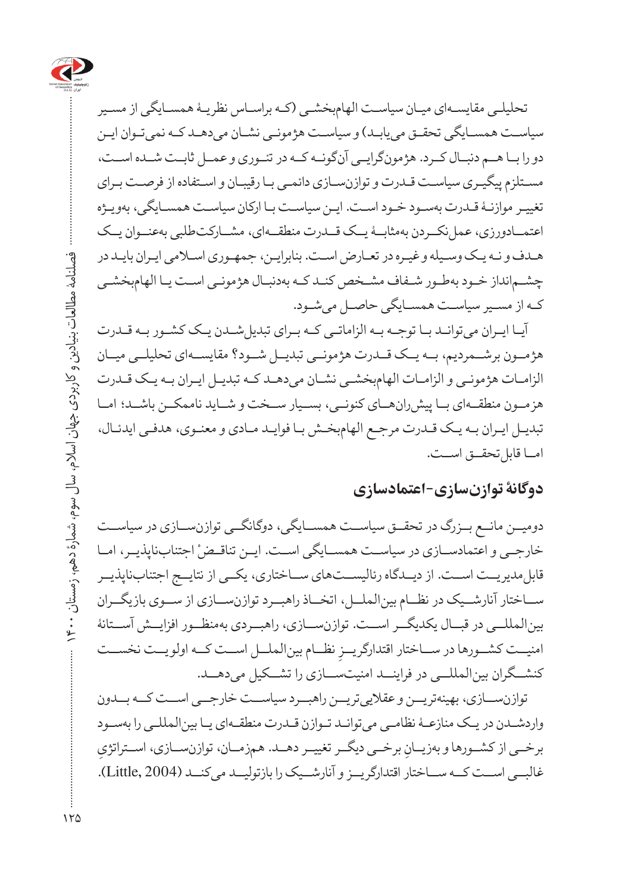تحلیلی مقایسه‌ای میان سیاست الهام‌بخشی (که براساس نظریهٔ همسایگی از مسیر سیاست همسایگی تحقق می‌یابد) و سیاست هژمونی نشان می‌دهد که نمی‌توان این دو را باهم دنبال کرد. هژمون‌گرایی آن‌گونه که در تئوری و عمل ثابت شده است، مستلزم پیگیری سیاست قدرت و توازن‌سازی دائمی با رقیبان و استفاده از فرصت برای تغییر موازنهٔ قدرت به‌سود خود است. این سیاست با ارکان سیاست همسایگی، به‌ویژه اعتمادورزی، عمل‌نکردن به‌مثابهٔ یک قدرت منطقه‌ای، مشارکت‌طلبی به‌عنوان یک هدف و نه یک وسیله و غیره در تعارض است. بنابراین، جمهوری اسلامی ایران باید در چشم‌انداز خود به‌طور شفاف مشخص کند که به‌دنبال هژمونی است یا الهام‌بخشی که از مسیر سیاست همسایگی حاصل می‌شود.

آیا ایران می‌تواند با توجه به الزاماتی که برای تبدیل‌شدن یک کشور به قدرت هژمون برشمردیم، به یک قدرت هژمونی تبدیل شود؟ مقایسه‌ای تحلیلی میان الزامات هژمونی و الزامات الهام‌بخشی نشان می‌دهد که تبدیل ایران به یک قدرت هژمون منطقه‌ای با پیش‌ران‌های کنونی، بسیار سخت و شاید ناممکن باشد؛ اما تبدیل ایران به یک قدرت مرجع الهام‌بخش با فواید مادی و معنوی، هدفی ایدئال، اما قابل‌تحقق است.

## دوگانهٔ توازن‌سازی-اعتمادسازی

دومین مانع بزرگ در تحقق سیاست همسایگی، دوگانگی توازن‌سازی در سیاست خارجی و اعتمادسازی در سیاست همسایگی است. این تناقضْ اجتناب‌ناپذیر، اما قابل‌مدیریت است. از دیدگاه رئالیست‌های ساختاری، یکی از نتایج اجتناب‌ناپذیر ساختار آنارشیک در نظام بین‌الملل، اتخاذ راهبرد توازن‌سازی از سوی بازیگران بین‌المللی در قبال یکدیگر است. توازن‌سازی، راهبردی به‌منظور افزایش آستانهٔ امنیت کشورها در ساختار اقتدارگریزِ نظام بین‌الملل است که اولویت نخست کنشگران بین‌المللی در فرایند امنیت‌سازی را تشکیل می‌دهد.

توازن‌سازی، بهینه‌ترین و عقلایی‌ترین راهبرد سیاست خارجی است که بدون واردشدن در یک منازعهٔ نظامی می‌تواند توازن قدرت منطقه‌ای یا بین‌المللی را به‌سود برخی از کشورها و به‌زیانِ برخی دیگر تغییر دهد. همزمان، توازن‌سازی، استراتژیِ غالبی است که ساختار اقتدارگریز و آنارشیک را بازتولید می‌کند (Little, 2004).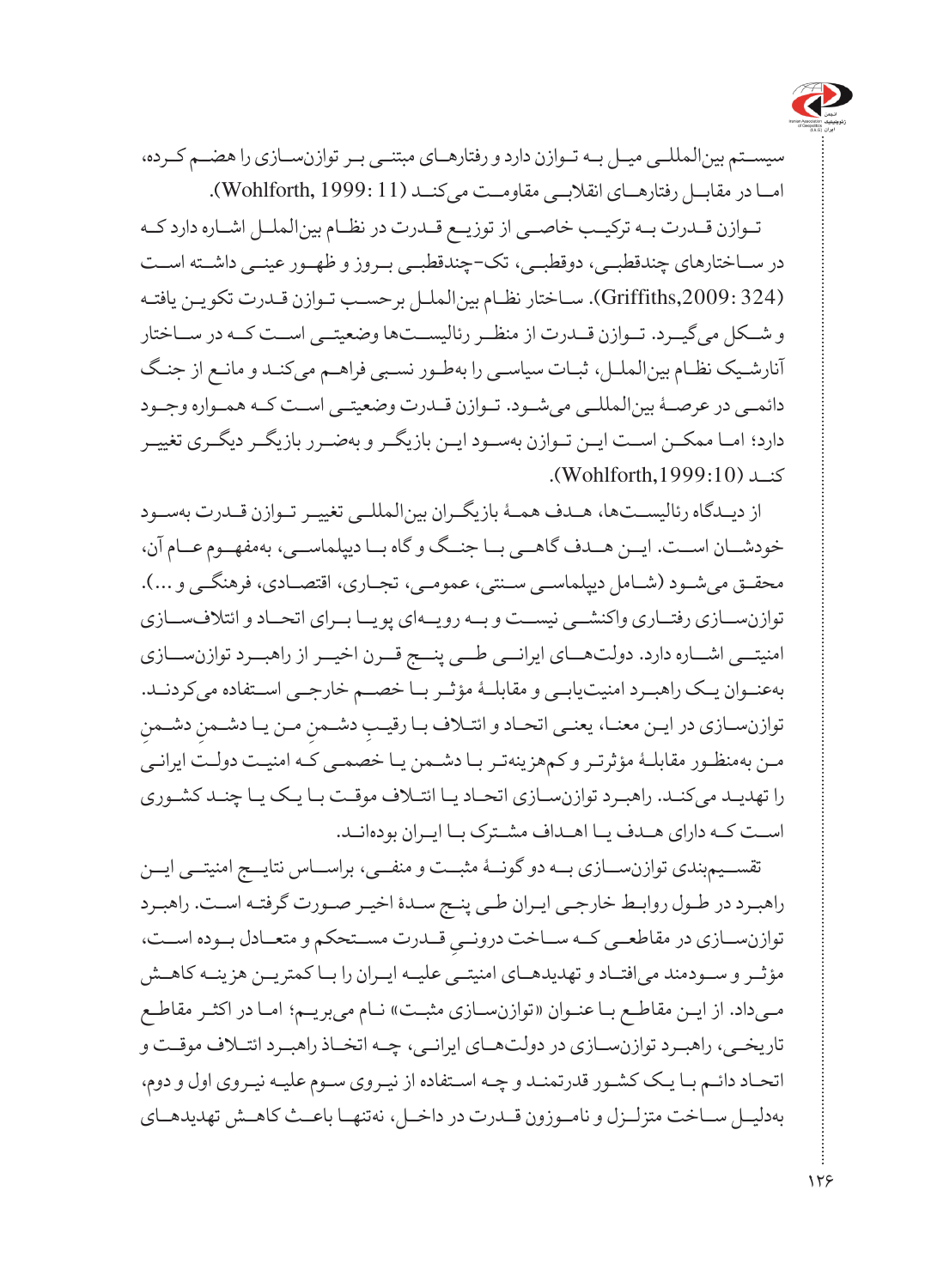سیستم بین‌المللی میل به توازن دارد و رفتارهای مبتنی بر توازن‌سازی را هضم کرده، اما در مقابل رفتارهای انقلابی مقاومت می‌کند (Wohlforth, 1999: 11).

توازن قدرت به ترکیب خاصی از توزیع قدرت در نظام بین‌الملل اشاره دارد که در ساختارهای چندقطبی، دوقطبی، تک-چندقطبی بروز و ظهور عینی داشته است (Griffiths,2009: 324). ساختار نظام بین‌الملل برحسب توازن قدرت تکوین یافته و شکل می‌گیرد. توازن قدرت از منظر رئالیست‌ها وضعیتی است که در ساختار آنارشیک نظام بین‌الملل، ثبات سیاسی را به‌طور نسبی فراهم می‌کند و مانع از جنگ دائمی در عرصهٔ بین‌المللی می‌شود. توازن قدرت وضعیتی است که همواره وجود دارد؛ اما ممکن است این توازن به‌سود این بازیگر و به‌ضرر بازیگر دیگری تغییر کند (Wohlforth,1999:10).

از دیدگاه رئالیست‌ها، هدف همهٔ بازیگران بین‌المللی تغییر توازن قدرت به‌سود خودشان است. این هدف گاهی با جنگ و گاه با دیپلماسی، به‌مفهوم عام آن، محقق می‌شود (شامل دیپلماسی سنتی، عمومی، تجاری، اقتصادی، فرهنگی و ...). توازن‌سازی رفتاری واکنشی نیست و به رویه‌ای پویا برای اتحاد و ائتلاف‌سازی امنیتی اشاره دارد. دولت‌های ایرانی طی پنج قرن اخیر از راهبرد توازن‌سازی به‌عنوان یک راهبرد امنیت‌یابی و مقابلهٔ مؤثر با خصم خارجی استفاده می‌کردند. توازن‌سازی در این معنا، یعنی اتحاد و ائتلاف با رقیبِ دشمنِ من یا دشمنِ دشمنِ من به‌منظور مقابلهٔ مؤثرتر و کم‌هزینه‌تر با دشمن یا خصمی که امنیت دولت ایرانی را تهدید می‌کند. راهبرد توازن‌سازی اتحاد یا ائتلاف موقت با یک یا چند کشوری است که دارای هدف یا اهداف مشترک با ایران بوده‌اند.

تقسیم‌بندی توازن‌سازی به دو گونهٔ مثبت و منفی، براساس نتایج امنیتی این راهبرد در طول روابط خارجی ایران طی پنج سدهٔ اخیر صورت گرفته است. راهبرد توازن‌سازی در مقاطعی که ساخت درونیِ قدرت مستحکم و متعادل بوده است، مؤثر و سودمند می‌افتاد و تهدیدهای امنیتی علیه ایران را با کمترین هزینه کاهش می‌داد. از این مقاطع با عنوان «توازن‌سازی مثبت» نام می‌بریم؛ اما در اکثر مقاطع تاریخی، راهبرد توازن‌سازی در دولت‌های ایرانی، چه اتخاذ راهبرد ائتلاف موقت و اتحاد دائم با یک کشور قدرتمند و چه استفاده از نیروی سوم علیه نیروی اول و دوم، به‌دلیل ساخت متزلزل و ناموزون قدرت در داخل، نه‌تنها باعث کاهش تهدیدهای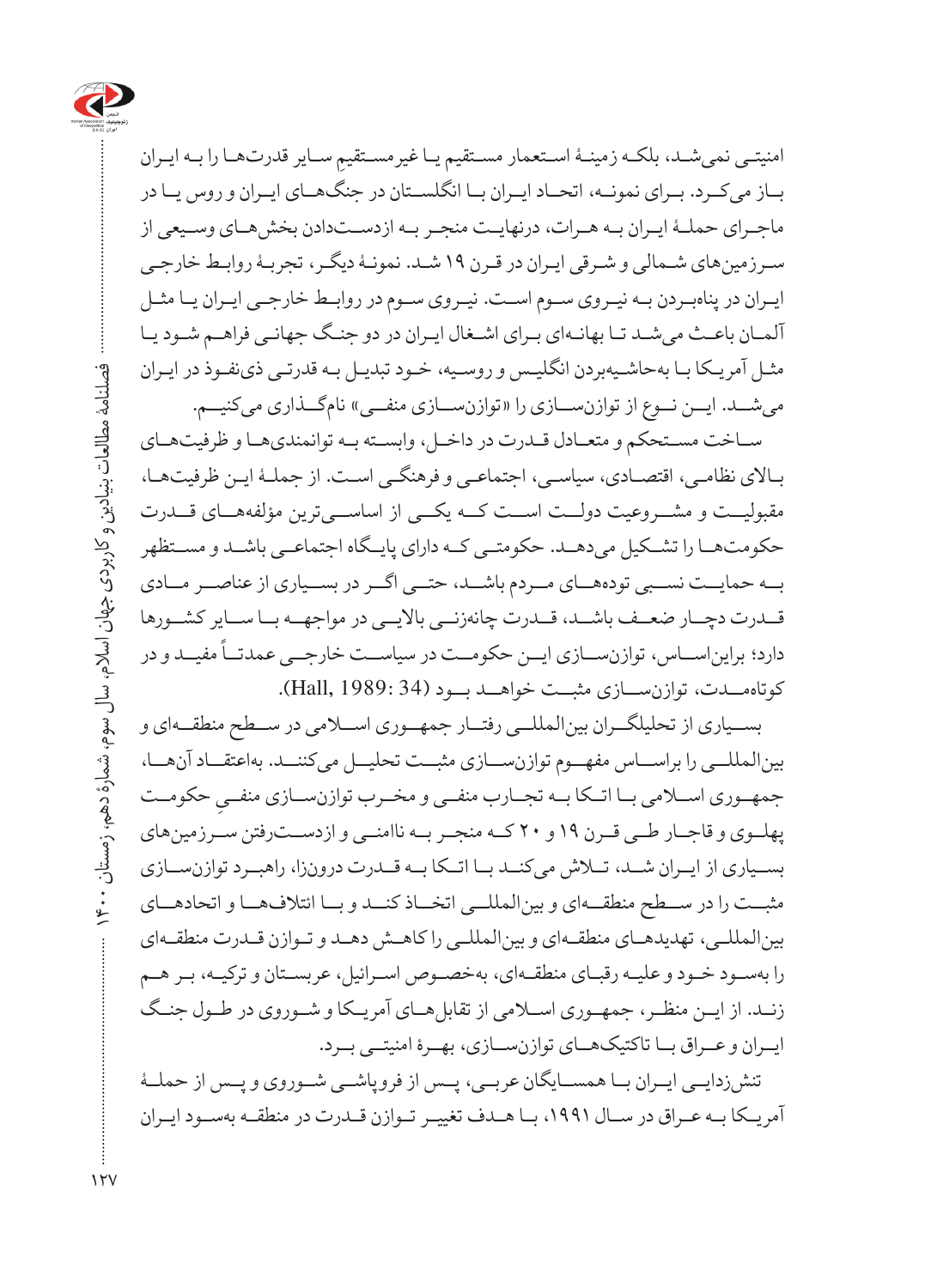امنیتی نمی‌شد، بلکه زمینهٔ استعمار مستقیم یا غیرمستقیمِ سایر قدرت‌ها را به ایران باز می‌کرد. برای نمونه، اتحاد ایران با انگلستان در جنگ‌های ایران و روس یا در ماجرای حملهٔ ایران به هرات، درنهایت منجر به ازدست‌دادن بخش‌های وسیعی از سرزمین‌های شمالی و شرقی ایران در قرن ۱۹ شد. نمونهٔ دیگر، تجربهٔ روابط خارجی ایران در پناه‌بردن به نیروی سوم است. نیروی سوم در روابط خارجی ایران یا مثل آلمان باعث می‌شد تا بهانه‌ای برای اشغال ایران در دو جنگ جهانی فراهم شود یا مثل آمریکا با به‌حاشیه‌بردن انگلیس و روسیه، خود تبدیل به قدرتی ذی‌نفوذ در ایران می‌شد. این نوع از توازن‌سازی را «توازن‌سازی منفی» نام‌گذاری می‌کنیم.

ساخت مستحکم و متعادل قدرت در داخل، وابسته به توانمندی‌ها و ظرفیت‌های بالای نظامی، اقتصادی، سیاسی، اجتماعی و فرهنگی است. از جملهٔ این ظرفیت‌ها، مقبولیت و مشروعیت دولت است که یکی از اساسی‌ترین مؤلفه‌های قدرت حکومت‌ها را تشکیل می‌دهد. حکومتی که دارای پایگاه اجتماعی باشد و مستظهر به حمایت نسبی توده‌های مردم باشد، حتی اگر در بسیاری از عناصر مادی قدرت دچار ضعف باشد، قدرت چانه‌زنی بالایی در مواجهه با سایر کشورها دارد؛ براین‌اساس، توازن‌سازی این حکومت در سیاست خارجی عمدتاً مفید و در کوتاه‌مدت، توازن‌سازی مثبت خواهد بود (Hall, 1989: 34).

بسیاری از تحلیلگران بین‌المللی رفتار جمهوری اسلامی در سطح منطقه‌ای و بین‌المللی را براساس مفهوم توازن‌سازی مثبت تحلیل می‌کنند. به‌اعتقاد آن‌ها، جمهوری اسلامی با اتکا به تجارب منفی و مخرب توازن‌سازی منفیِ حکومت پهلوی و قاجار طی قرن ۱۹ و ۲۰ که منجر به ناامنی و ازدست‌رفتن سرزمین‌های بسیاری از ایران شد، تلاش می‌کند با اتکا به قدرت درون‌زا، راهبرد توازن‌سازی مثبت را در سطح منطقه‌ای و بین‌المللی اتخاذ کند و با ائتلاف‌ها و اتحادهای بین‌المللی، تهدیدهای منطقه‌ای و بین‌المللی را کاهش دهد و توازن قدرت منطقه‌ای را به‌سود خود و علیه رقبای منطقه‌ای، به‌خصوص اسرائیل، عربستان و ترکیه، بر هم زند. از این منظر، جمهوری اسلامی از تقابل‌های آمریکا و شوروی در طول جنگ ایران و عراق با تاکتیک‌های توازن‌سازی، بهرهٔ امنیتی برد.

تنش‌زدایی ایران با همسایگان عربی، پس از فروپاشی شوروی و پس از حملهٔ آمریکا به عراق در سال ۱۹۹۱، با هدف تغییر توازن قدرت در منطقه به‌سود ایران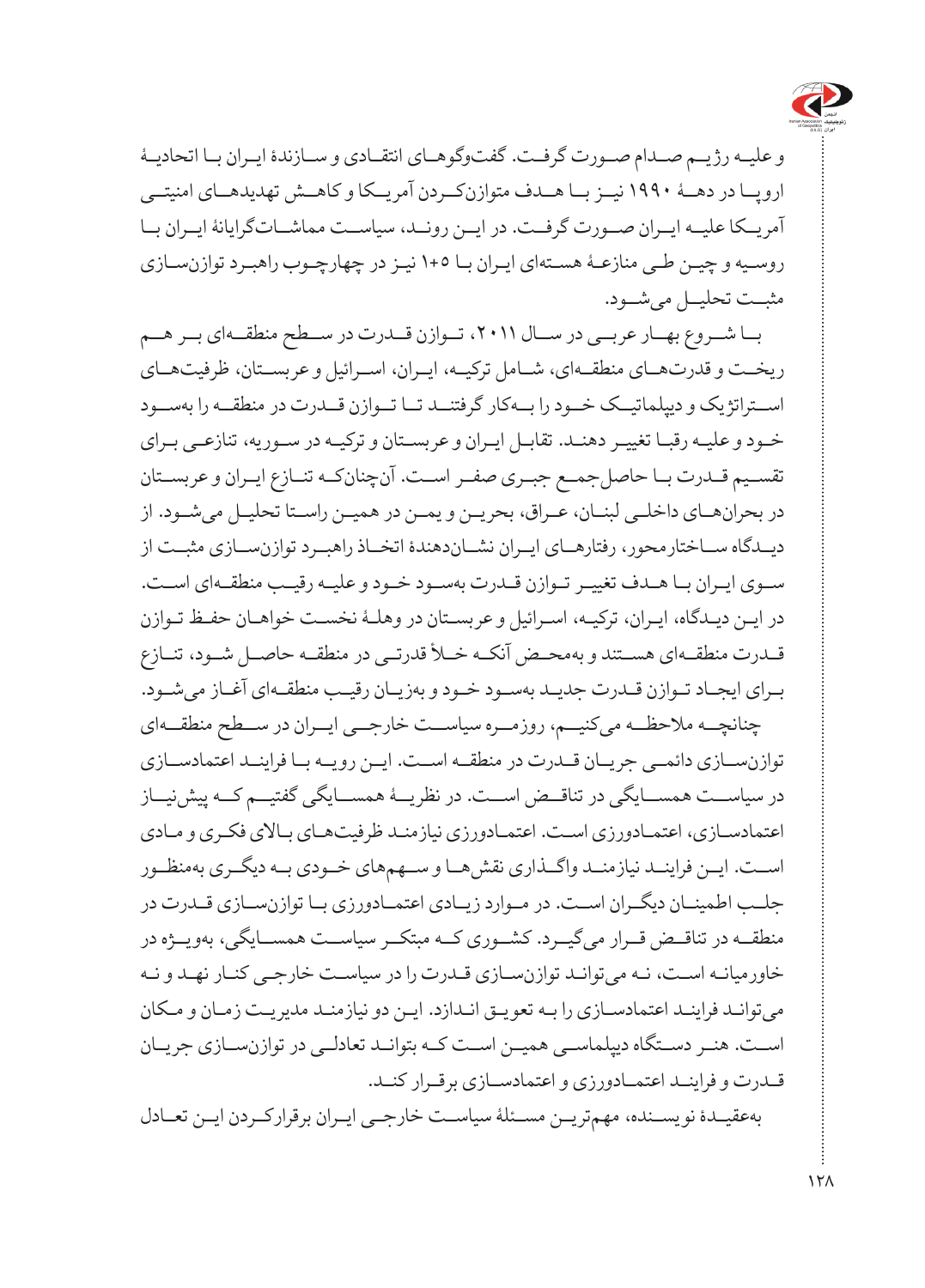و علیه رژیم صدام صورت گرفت. گفت‌وگوهای انتقادی و سازندهٔ ایران با اتحادیهٔ اروپا در دههٔ ۱۹۹۰ نیز با هدف متوازن‌کردن آمریکا و کاهش تهدیدهای امنیتی آمریکا علیه ایران صورت گرفت. در این روند، سیاست مماشات‌گرایانهٔ ایران با روسیه و چین طی منازعهٔ هسته‌ای ایران با ۵+۱ نیز در چهارچوب راهبرد توازن‌سازی مثبت تحلیل می‌شود.

با شروع بهار عربی در سال ۲۰۱۱، توازن قدرت در سطح منطقه‌ای بر هم ریخت و قدرت‌های منطقه‌ای، شامل ترکیه، ایران، اسرائیل و عربستان، ظرفیت‌های استراتژیک و دیپلماتیک خود را به‌کار گرفتند تا توازن قدرت در منطقه را به‌سود خود و علیه رقبا تغییر دهند. تقابل ایران و عربستان و ترکیه در سوریه، تنازعی برای تقسیم قدرت با حاصل‌جمع جبری صفر است. آن‌چنان‌که تنازع ایران و عربستان در بحران‌های داخلی لبنان، عراق، بحرین و یمن در همین راستا تحلیل می‌شود. از دیدگاه ساختارمحور، رفتارهای ایران نشان‌دهندهٔ اتخاذ راهبرد توازن‌سازی مثبت از سوی ایران با هدف تغییر توازن قدرت به‌سود خود و علیه رقیب منطقه‌ای است. در این دیدگاه، ایران، ترکیه، اسرائیل و عربستان در وهلهٔ نخست خواهان حفظ توازن قدرت منطقه‌ای هستند و به‌محض آنکه خلأ قدرتی در منطقه حاصل شود، تنازع برای ایجاد توازن قدرت جدید به‌سود خود و به‌زیان رقیب منطقه‌ای آغاز می‌شود.

چنانچه ملاحظه می‌کنیم، روزمره سیاست خارجی ایران در سطح منطقه‌ای توازن‌سازی دائمی جریان قدرت در منطقه است. این رویه با فرایند اعتمادسازی در سیاست همسایگی در تناقض است. در نظریهٔ همسایگی گفتیم که پیش‌نیاز اعتمادسازی، اعتمادورزی است. اعتمادورزی نیازمند ظرفیت‌های بالای فکری و مادی است. این فرایند نیازمند واگذاری نقش‌ها و سهم‌های خودی به دیگری به‌منظور جلب اطمینان دیگران است. در موارد زیادی اعتمادورزی با توازن‌سازی قدرت در منطقه در تناقض قرار می‌گیرد. کشوری که مبتکر سیاست همسایگی، به‌ویژه در خاورمیانه است، نه می‌تواند توازن‌سازی قدرت را در سیاست خارجی کنار نهد و نه می‌تواند فرایند اعتمادسازی را به تعویق اندازد. این دو نیازمند مدیریت زمان و مکان است. هنر دستگاه دیپلماسی همین است که بتواند تعادلی در توازن‌سازی جریان قدرت و فرایند اعتمادورزی و اعتمادسازی برقرار کند.

به‌عقیدهٔ نویسنده، مهم‌ترین مسئلهٔ سیاست خارجی ایران برقرارکردن این تعادل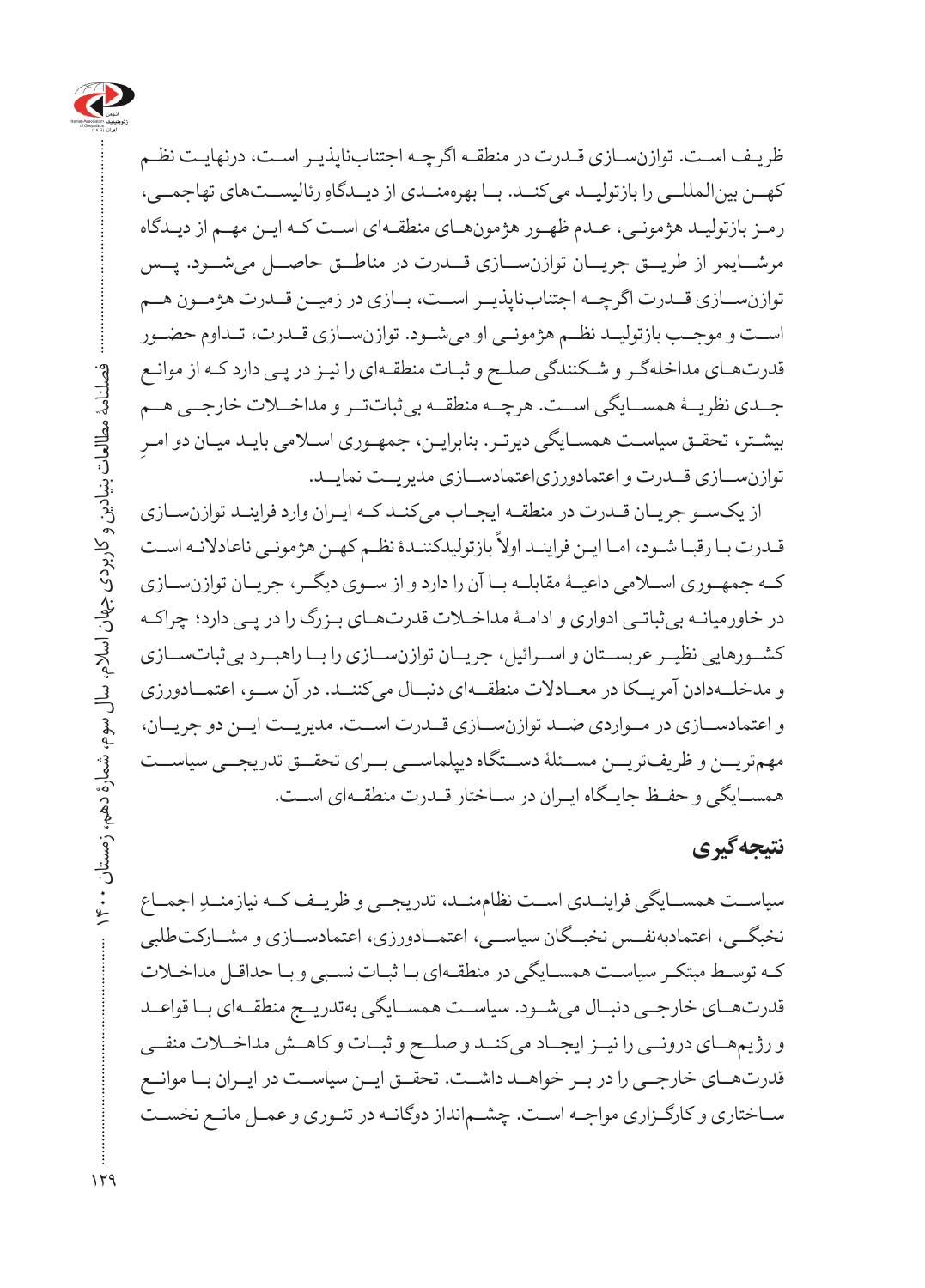ظریف است. توازن‌سازی قدرت در منطقه اگرچه اجتناب‌ناپذیر است، درنهایت نظم کهن بین‌المللی را بازتولید می‌کند. با بهره‌مندی از دیدگاهِ رئالیست‌های تهاجمی، رمز بازتولید هژمونی، عدم ظهور هژمون‌های منطقه‌ای است که این مهم از دیدگاه مرشایمر از طریق جریان توازن‌سازی قدرت در مناطق حاصل می‌شود. پس توازن‌سازی قدرت اگرچه اجتناب‌ناپذیر است، بازی در زمین قدرت هژمون هم است و موجب بازتولید نظم هژمونی او می‌شود. توازن‌سازی قدرت، تداوم حضور قدرت‌های مداخله‌گر و شکنندگی صلح و ثبات منطقه‌ای را نیز در پی دارد که از موانع جدی نظریهٔ همسایگی است. هرچه منطقه بی‌ثبات‌تر و مداخلات خارجی هم بیشتر، تحقق سیاست همسایگی دیرتر. بنابراین، جمهوری اسلامی باید میان دو امرِ توازن‌سازی قدرت و اعتمادورزی‌اعتمادسازی مدیریت نماید.

از یکسو جریان قدرت در منطقه ایجاب می‌کند که ایران وارد فرایند توازن‌سازی قدرت با رقبا شود، اما این فرایند اولاً بازتولیدکنندهٔ نظم کهن هژمونی ناعادلانه است که جمهوری اسلامی داعیهٔ مقابله با آن را دارد و از سوی دیگر، جریان توازن‌سازی در خاورمیانه بی‌ثباتی ادواری و ادامهٔ مداخلات قدرت‌های بزرگ را در پی دارد؛ چراکه کشورهایی نظیر عربستان و اسرائیل، جریان توازن‌سازی را با راهبرد بی‌ثبات‌سازی و مدخله‌دادن آمریکا در معادلات منطقه‌ای دنبال می‌کنند. در آن سو، اعتمادورزی و اعتمادسازی در مواردی ضد توازن‌سازی قدرت است. مدیریت این دو جریان، مهم‌ترین و ظریف‌ترین مسئلهٔ دستگاه دیپلماسی برای تحقق تدریجی سیاست همسایگی و حفظ جایگاه ایران در ساختار قدرت منطقه‌ای است.

## نتیجه‌گیری

سیاست همسایگی فرایندی است نظام‌مند، تدریجی و ظریف که نیازمندِ اجماع نخبگی، اعتمادبه‌نفس نخبگان سیاسی، اعتمادورزی، اعتمادسازی و مشارکت‌طلبی که توسط مبتکر سیاست همسایگی در منطقه‌ای با ثبات نسبی و با حداقل مداخلات قدرت‌های خارجی دنبال می‌شود. سیاست همسایگی به‌تدریج منطقه‌ای با قواعد و رژیم‌های درونی را نیز ایجاد می‌کند و صلح و ثبات و کاهش مداخلات منفی قدرت‌های خارجی را در بر خواهد داشت. تحقق این سیاست در ایران با موانع ساختاری و کارگزاری مواجه است. چشم‌انداز دوگانه در تئوری و عمل مانع نخست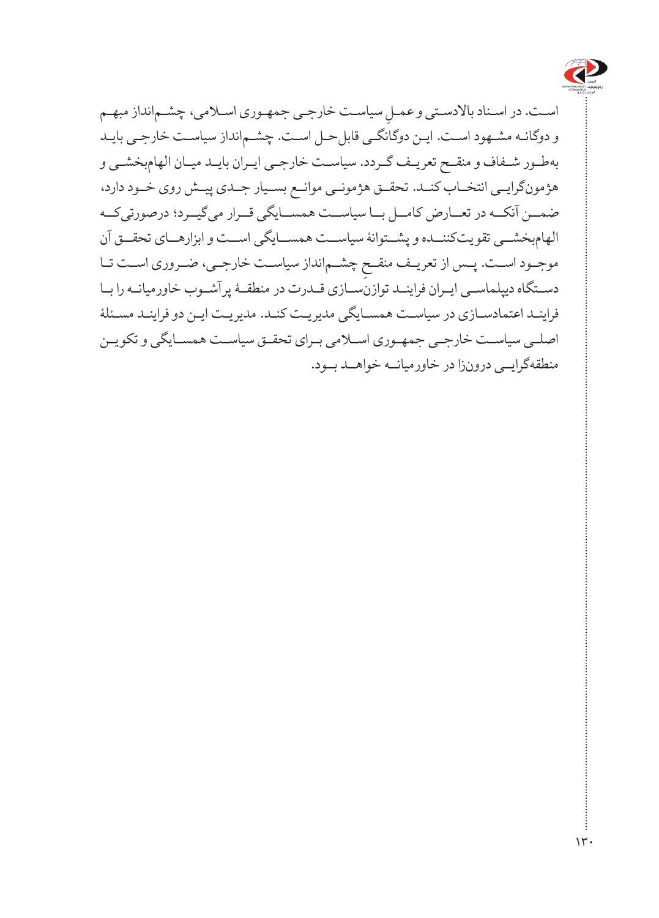اسـت. در اسـناد بالادسـتی و عمـلِ سیاسـت خارجـی جمهـوری اسـلامی، چشـم‌انداز مبهـم و دوگانـه مشـهود اسـت. ایـن دوگانگـی قابل‌حـل اسـت. چشـم‌انداز سیاسـت خارجـی بایـد به‌طـور شـفاف و منقـح تعریـف گـردد. سیاسـت خارجـی ایـران بایـد میـان الهام‌بخشـی و هژمون‌گرایـی انتخـاب کنـد. تحقـق هژمونـی موانـع بسـیار جـدی پیـش روی خـود دارد، ضمـن آنکـه در تعـارض کامـل بـا سیاسـت همسـایگی قـرار می‌گیـرد؛ درصورتی‌کـه الهام‌بخشـی تقویت‌کننـده و پشـتوانهٔ سیاسـت همسـایگی اسـت و ابزارهـای تحقـق آن موجـود اسـت. پـس از تعریـف منقـحِ چشـم‌انداز سیاسـت خارجـی، ضـروری اسـت تـا دسـتگاه دیپلماسـی ایـران فراینـد توازن‌سـازی قـدرت در منطقـهٔ پرآشـوب خاورمیانـه را بـا فراینـد اعتمادسـازی در سیاسـت همسـایگی مدیریـت کنـد. مدیریـت ایـن دو فراینـد مسـئلهٔ اصلـی سیاسـت خارجـی جمهـوری اسـلامی بـرای تحقـق سیاسـت همسـایگی و تکویـن منطقه‌گرایـی درون‌زا در خاورمیانـه خواهـد بـود.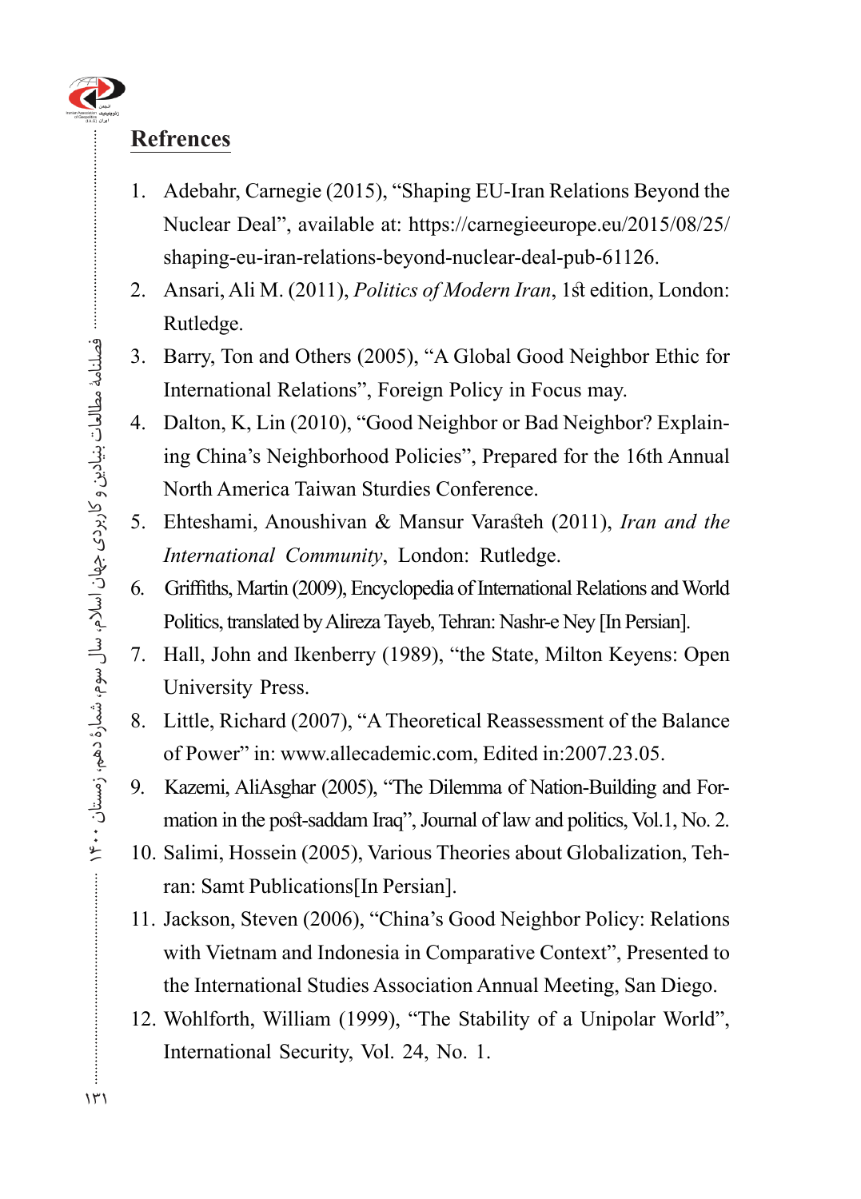## Refrences

1. Adebahr, Carnegie (2015), "Shaping EU-Iran Relations Beyond the Nuclear Deal", available at: https://carnegieeurope.eu/2015/08/25/shaping-eu-iran-relations-beyond-nuclear-deal-pub-61126.
2. Ansari, Ali M. (2011), *Politics of Modern Iran*, 1st edition, London: Rutledge.
3. Barry, Ton and Others (2005), "A Global Good Neighbor Ethic for International Relations", Foreign Policy in Focus may.
4. Dalton, K, Lin (2010), "Good Neighbor or Bad Neighbor? Explaining China's Neighborhood Policies", Prepared for the 16th Annual North America Taiwan Sturdies Conference.
5. Ehteshami, Anoushivan & Mansur Varasteh (2011), *Iran and the International Community*, London: Rutledge.
6. Griffiths, Martin (2009), Encyclopedia of International Relations and World Politics, translated by Alireza Tayeb, Tehran: Nashr-e Ney [In Persian].
7. Hall, John and Ikenberry (1989), "the State, Milton Keyens: Open University Press.
8. Little, Richard (2007), "A Theoretical Reassessment of the Balance of Power" in: www.allecademic.com, Edited in:2007.23.05.
9. Kazemi, AliAsghar (2005), "The Dilemma of Nation-Building and Formation in the post-saddam Iraq", Journal of law and politics, Vol.1, No. 2.
10. Salimi, Hossein (2005), Various Theories about Globalization, Tehran: Samt Publications[In Persian].
11. Jackson, Steven (2006), "China's Good Neighbor Policy: Relations with Vietnam and Indonesia in Comparative Context", Presented to the International Studies Association Annual Meeting, San Diego.
12. Wohlforth, William (1999), "The Stability of a Unipolar World", International Security, Vol. 24, No. 1.